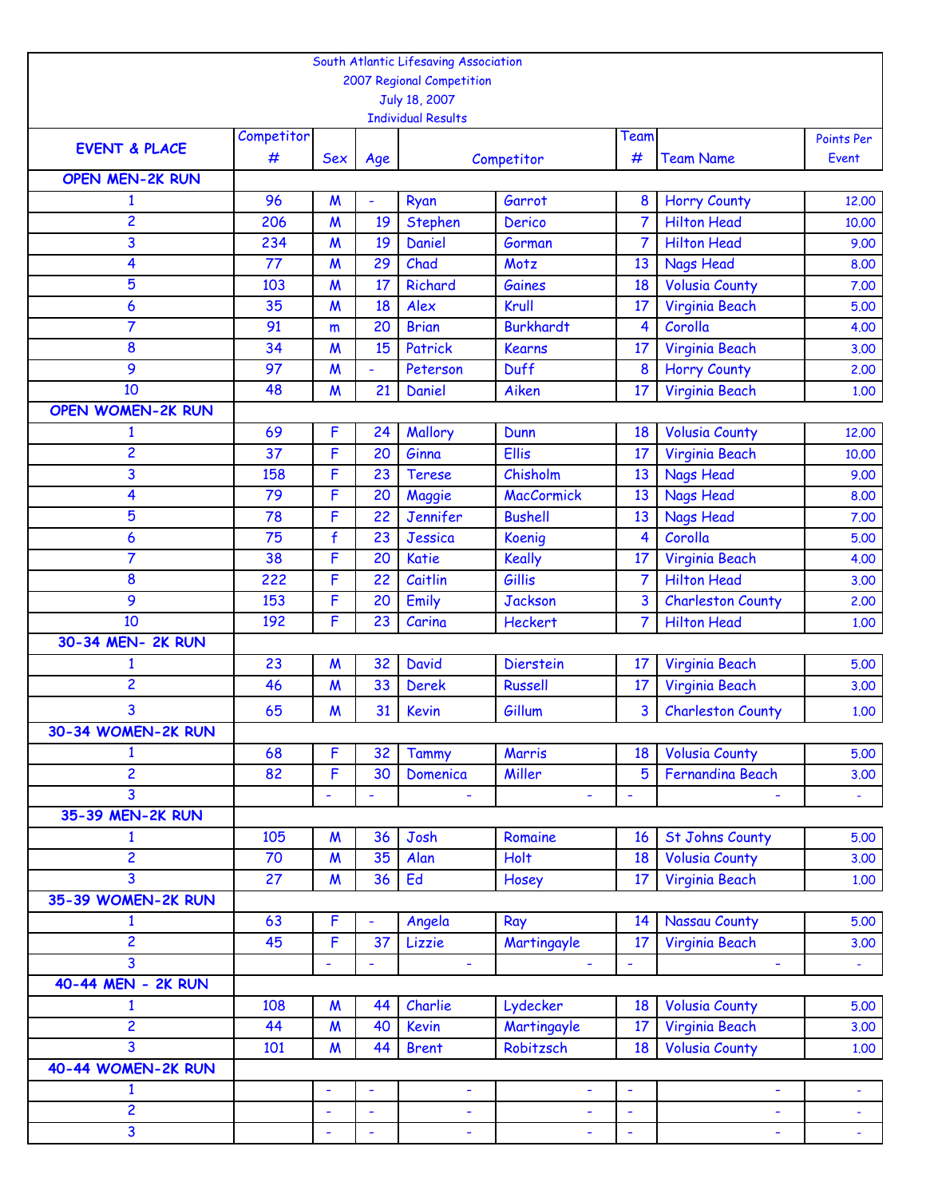South Atlantic Lifesaving Association
2007 Regional Competition
July 18, 2007
Individual Results

| EVENT & PLACE | Competitor # | Sex | Age | Competitor | | Team # | Team Name | Points Per Event |
|---|---|---|---|---|---|---|---|---|
| **OPEN MEN-2K RUN** | | | | | | | | |
| 1 | 96 | M | - | Ryan | Garrot | 8 | Horry County | 12.00 |
| 2 | 206 | M | 19 | Stephen | Derico | 7 | Hilton Head | 10.00 |
| 3 | 234 | M | 19 | Daniel | Gorman | 7 | Hilton Head | 9.00 |
| 4 | 77 | M | 29 | Chad | Motz | 13 | Nags Head | 8.00 |
| 5 | 103 | M | 17 | Richard | Gaines | 18 | Volusia County | 7.00 |
| 6 | 35 | M | 18 | Alex | Krull | 17 | Virginia Beach | 5.00 |
| 7 | 91 | m | 20 | Brian | Burkhardt | 4 | Corolla | 4.00 |
| 8 | 34 | M | 15 | Patrick | Kearns | 17 | Virginia Beach | 3.00 |
| 9 | 97 | M | - | Peterson | Duff | 8 | Horry County | 2.00 |
| 10 | 48 | M | 21 | Daniel | Aiken | 17 | Virginia Beach | 1.00 |
| **OPEN WOMEN-2K RUN** | | | | | | | | |
| 1 | 69 | F | 24 | Mallory | Dunn | 18 | Volusia County | 12.00 |
| 2 | 37 | F | 20 | Ginna | Ellis | 17 | Virginia Beach | 10.00 |
| 3 | 158 | F | 23 | Terese | Chisholm | 13 | Nags Head | 9.00 |
| 4 | 79 | F | 20 | Maggie | MacCormick | 13 | Nags Head | 8.00 |
| 5 | 78 | F | 22 | Jennifer | Bushell | 13 | Nags Head | 7.00 |
| 6 | 75 | f | 23 | Jessica | Koenig | 4 | Corolla | 5.00 |
| 7 | 38 | F | 20 | Katie | Keally | 17 | Virginia Beach | 4.00 |
| 8 | 222 | F | 22 | Caitlin | Gillis | 7 | Hilton Head | 3.00 |
| 9 | 153 | F | 20 | Emily | Jackson | 3 | Charleston County | 2.00 |
| 10 | 192 | F | 23 | Carina | Heckert | 7 | Hilton Head | 1.00 |
| **30-34 MEN- 2K RUN** | | | | | | | | |
| 1 | 23 | M | 32 | David | Dierstein | 17 | Virginia Beach | 5.00 |
| 2 | 46 | M | 33 | Derek | Russell | 17 | Virginia Beach | 3.00 |
| 3 | 65 | M | 31 | Kevin | Gillum | 3 | Charleston County | 1.00 |
| **30-34 WOMEN-2K RUN** | | | | | | | | |
| 1 | 68 | F | 32 | Tammy | Marris | 18 | Volusia County | 5.00 |
| 2 | 82 | F | 30 | Domenica | Miller | 5 | Fernandina Beach | 3.00 |
| 3 | | - | - | - | - | - | - | - |
| **35-39 MEN-2K RUN** | | | | | | | | |
| 1 | 105 | M | 36 | Josh | Romaine | 16 | St Johns County | 5.00 |
| 2 | 70 | M | 35 | Alan | Holt | 18 | Volusia County | 3.00 |
| 3 | 27 | M | 36 | Ed | Hosey | 17 | Virginia Beach | 1.00 |
| **35-39 WOMEN-2K RUN** | | | | | | | | |
| 1 | 63 | F | - | Angela | Ray | 14 | Nassau County | 5.00 |
| 2 | 45 | F | 37 | Lizzie | Martingayle | 17 | Virginia Beach | 3.00 |
| 3 | | - | - | - | - | - | - | - |
| **40-44 MEN - 2K RUN** | | | | | | | | |
| 1 | 108 | M | 44 | Charlie | Lydecker | 18 | Volusia County | 5.00 |
| 2 | 44 | M | 40 | Kevin | Martingayle | 17 | Virginia Beach | 3.00 |
| 3 | 101 | M | 44 | Brent | Robitzsch | 18 | Volusia County | 1.00 |
| **40-44 WOMEN-2K RUN** | | | | | | | | |
| 1 | | - | - | - | - | - | - | - |
| 2 | | - | - | - | - | - | - | - |
| 3 | | - | - | - | - | - | - | - |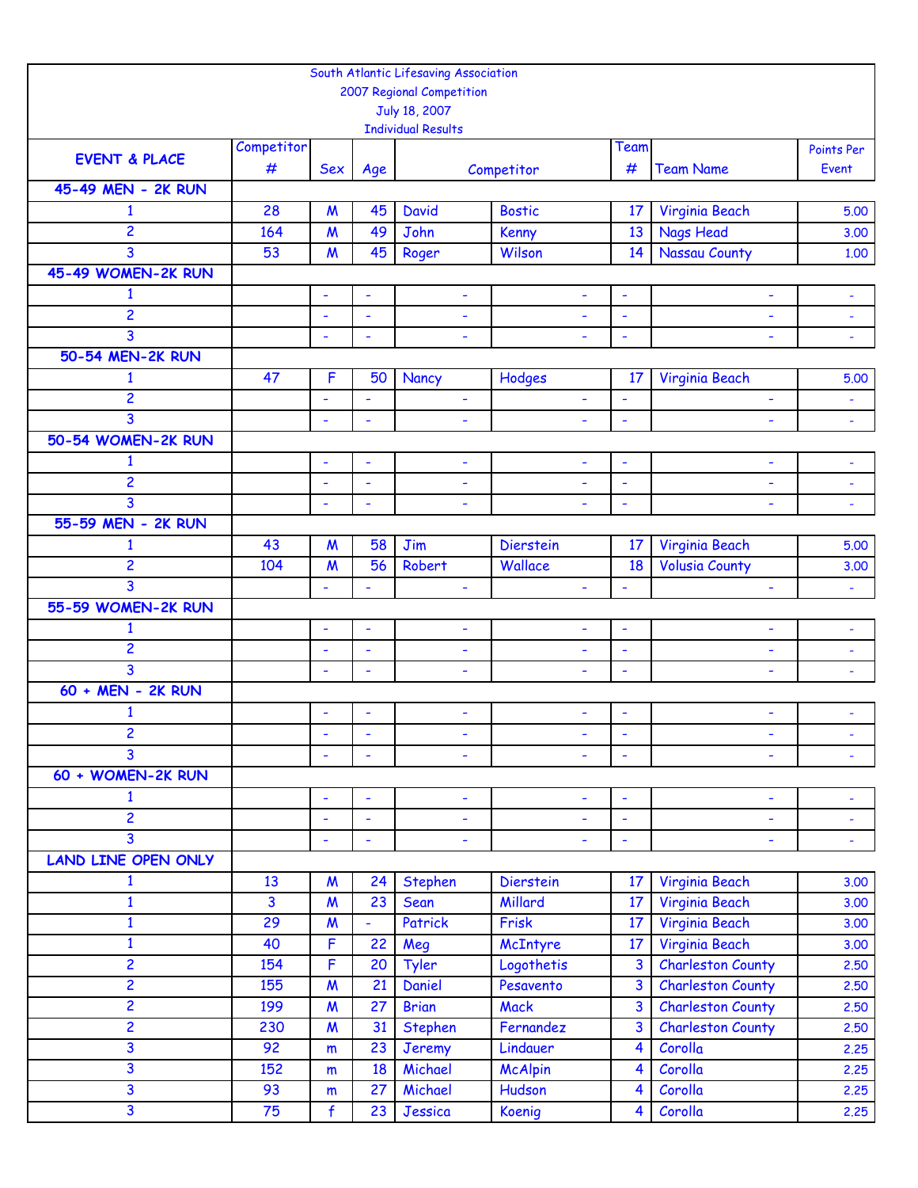South Atlantic Lifesaving Association
2007 Regional Competition
July 18, 2007
Individual Results

| EVENT & PLACE | Competitor # | Sex | Age | Competitor | | Team # | Team Name | Points Per Event |
|---|---|---|---|---|---|---|---|---|
| **45-49 MEN - 2K RUN** | | | | | | | | |
| 1 | 28 | M | 45 | David | Bostic | 17 | Virginia Beach | 5.00 |
| 2 | 164 | M | 49 | John | Kenny | 13 | Nags Head | 3.00 |
| 3 | 53 | M | 45 | Roger | Wilson | 14 | Nassau County | 1.00 |
| **45-49 WOMEN-2K RUN** | | | | | | | | |
| 1 | | - | - | - | - | - | - | - |
| 2 | | - | - | - | - | - | - | - |
| 3 | | - | - | - | - | - | - | - |
| **50-54 MEN-2K RUN** | | | | | | | | |
| 1 | 47 | F | 50 | Nancy | Hodges | 17 | Virginia Beach | 5.00 |
| 2 | | - | - | - | - | - | - | - |
| 3 | | - | - | - | - | - | - | - |
| **50-54 WOMEN-2K RUN** | | | | | | | | |
| 1 | | - | - | - | - | - | - | - |
| 2 | | - | - | - | - | - | - | - |
| 3 | | - | - | - | - | - | - | - |
| **55-59 MEN - 2K RUN** | | | | | | | | |
| 1 | 43 | M | 58 | Jim | Dierstein | 17 | Virginia Beach | 5.00 |
| 2 | 104 | M | 56 | Robert | Wallace | 18 | Volusia County | 3.00 |
| 3 | | - | - | - | - | - | - | - |
| **55-59 WOMEN-2K RUN** | | | | | | | | |
| 1 | | - | - | - | - | - | - | - |
| 2 | | - | - | - | - | - | - | - |
| 3 | | - | - | - | - | - | - | - |
| **60 + MEN - 2K RUN** | | | | | | | | |
| 1 | | - | - | - | - | - | - | - |
| 2 | | - | - | - | - | - | - | - |
| 3 | | - | - | - | - | - | - | - |
| **60 + WOMEN-2K RUN** | | | | | | | | |
| 1 | | - | - | - | - | - | - | - |
| 2 | | - | - | - | - | - | - | - |
| 3 | | - | - | - | - | - | - | - |
| **LAND LINE OPEN ONLY** | | | | | | | | |
| 1 | 13 | M | 24 | Stephen | Dierstein | 17 | Virginia Beach | 3.00 |
| 1 | 3 | M | 23 | Sean | Millard | 17 | Virginia Beach | 3.00 |
| 1 | 29 | M | - | Patrick | Frisk | 17 | Virginia Beach | 3.00 |
| 1 | 40 | F | 22 | Meg | McIntyre | 17 | Virginia Beach | 3.00 |
| 2 | 154 | F | 20 | Tyler | Logothetis | 3 | Charleston County | 2.50 |
| 2 | 155 | M | 21 | Daniel | Pesavento | 3 | Charleston County | 2.50 |
| 2 | 199 | M | 27 | Brian | Mack | 3 | Charleston County | 2.50 |
| 2 | 230 | M | 31 | Stephen | Fernandez | 3 | Charleston County | 2.50 |
| 3 | 92 | m | 23 | Jeremy | Lindauer | 4 | Corolla | 2.25 |
| 3 | 152 | m | 18 | Michael | McAlpin | 4 | Corolla | 2.25 |
| 3 | 93 | m | 27 | Michael | Hudson | 4 | Corolla | 2.25 |
| 3 | 75 | f | 23 | Jessica | Koenig | 4 | Corolla | 2.25 |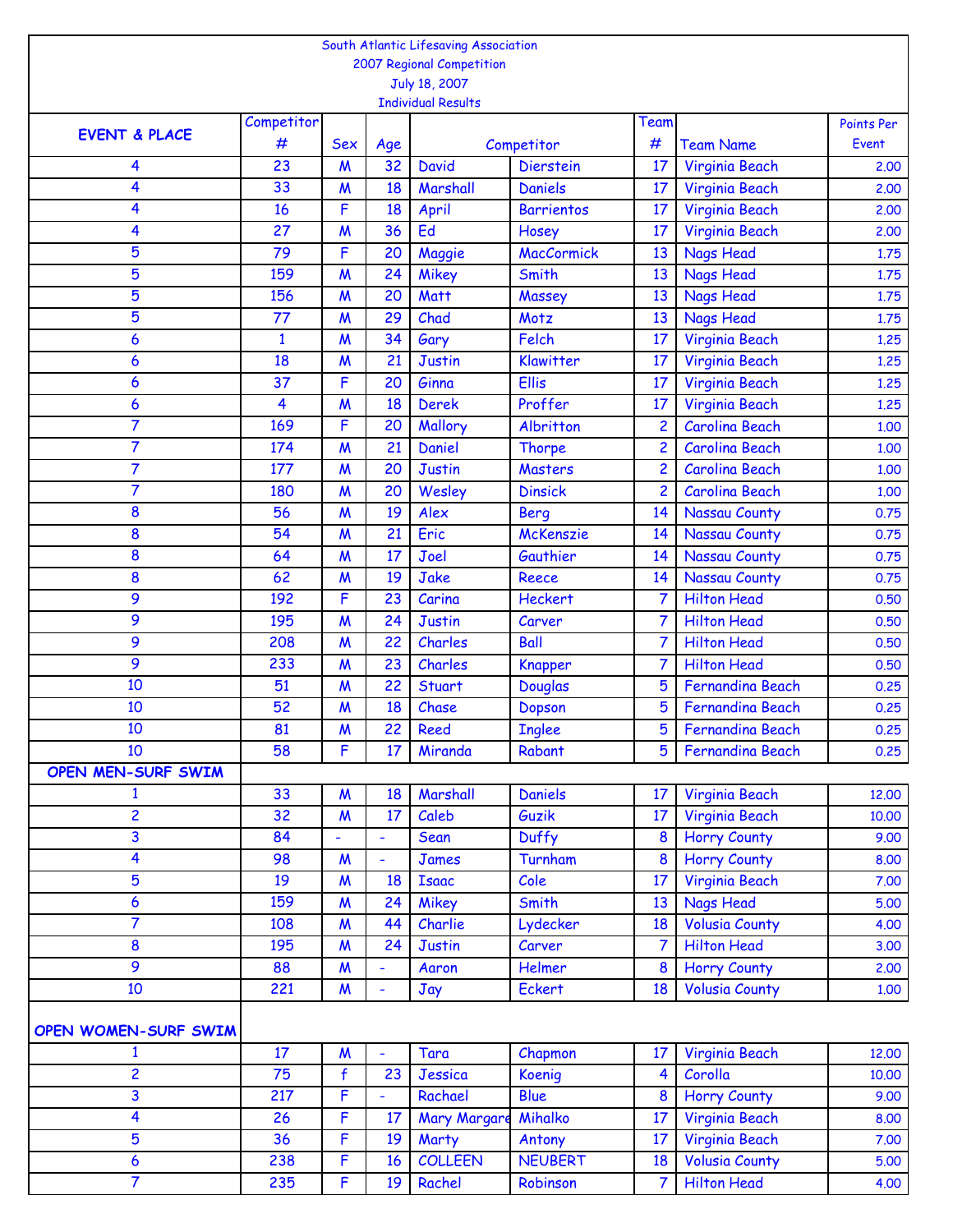South Atlantic Lifesaving Association
2007 Regional Competition
July 18, 2007
Individual Results

| EVENT & PLACE | Competitor # | Sex | Age | Competitor | | Team # | Team Name | Points Per Event |
|---|---|---|---|---|---|---|---|---|
| 4 | 23 | M | 32 | David | Dierstein | 17 | Virginia Beach | 2.00 |
| 4 | 33 | M | 18 | Marshall | Daniels | 17 | Virginia Beach | 2.00 |
| 4 | 16 | F | 18 | April | Barrientos | 17 | Virginia Beach | 2.00 |
| 4 | 27 | M | 36 | Ed | Hosey | 17 | Virginia Beach | 2.00 |
| 5 | 79 | F | 20 | Maggie | MacCormick | 13 | Nags Head | 1.75 |
| 5 | 159 | M | 24 | Mikey | Smith | 13 | Nags Head | 1.75 |
| 5 | 156 | M | 20 | Matt | Massey | 13 | Nags Head | 1.75 |
| 5 | 77 | M | 29 | Chad | Motz | 13 | Nags Head | 1.75 |
| 6 | 1 | M | 34 | Gary | Felch | 17 | Virginia Beach | 1.25 |
| 6 | 18 | M | 21 | Justin | Klawitter | 17 | Virginia Beach | 1.25 |
| 6 | 37 | F | 20 | Ginna | Ellis | 17 | Virginia Beach | 1.25 |
| 6 | 4 | M | 18 | Derek | Proffer | 17 | Virginia Beach | 1.25 |
| 7 | 169 | F | 20 | Mallory | Albritton | 2 | Carolina Beach | 1.00 |
| 7 | 174 | M | 21 | Daniel | Thorpe | 2 | Carolina Beach | 1.00 |
| 7 | 177 | M | 20 | Justin | Masters | 2 | Carolina Beach | 1.00 |
| 7 | 180 | M | 20 | Wesley | Dinsick | 2 | Carolina Beach | 1.00 |
| 8 | 56 | M | 19 | Alex | Berg | 14 | Nassau County | 0.75 |
| 8 | 54 | M | 21 | Eric | McKenszie | 14 | Nassau County | 0.75 |
| 8 | 64 | M | 17 | Joel | Gauthier | 14 | Nassau County | 0.75 |
| 8 | 62 | M | 19 | Jake | Reece | 14 | Nassau County | 0.75 |
| 9 | 192 | F | 23 | Carina | Heckert | 7 | Hilton Head | 0.50 |
| 9 | 195 | M | 24 | Justin | Carver | 7 | Hilton Head | 0.50 |
| 9 | 208 | M | 22 | Charles | Ball | 7 | Hilton Head | 0.50 |
| 9 | 233 | M | 23 | Charles | Knapper | 7 | Hilton Head | 0.50 |
| 10 | 51 | M | 22 | Stuart | Douglas | 5 | Fernandina Beach | 0.25 |
| 10 | 52 | M | 18 | Chase | Dopson | 5 | Fernandina Beach | 0.25 |
| 10 | 81 | M | 22 | Reed | Inglee | 5 | Fernandina Beach | 0.25 |
| 10 | 58 | F | 17 | Miranda | Rabant | 5 | Fernandina Beach | 0.25 |
| **OPEN MEN-SURF SWIM** | | | | | | | | |
| 1 | 33 | M | 18 | Marshall | Daniels | 17 | Virginia Beach | 12.00 |
| 2 | 32 | M | 17 | Caleb | Guzik | 17 | Virginia Beach | 10.00 |
| 3 | 84 | - | - | Sean | Duffy | 8 | Horry County | 9.00 |
| 4 | 98 | M | - | James | Turnham | 8 | Horry County | 8.00 |
| 5 | 19 | M | 18 | Isaac | Cole | 17 | Virginia Beach | 7.00 |
| 6 | 159 | M | 24 | Mikey | Smith | 13 | Nags Head | 5.00 |
| 7 | 108 | M | 44 | Charlie | Lydecker | 18 | Volusia County | 4.00 |
| 8 | 195 | M | 24 | Justin | Carver | 7 | Hilton Head | 3.00 |
| 9 | 88 | M | - | Aaron | Helmer | 8 | Horry County | 2.00 |
| 10 | 221 | M | - | Jay | Eckert | 18 | Volusia County | 1.00 |
| **OPEN WOMEN-SURF SWIM** | | | | | | | | |
| 1 | 17 | M | - | Tara | Chapmon | 17 | Virginia Beach | 12.00 |
| 2 | 75 | f | 23 | Jessica | Koenig | 4 | Corolla | 10.00 |
| 3 | 217 | F | - | Rachael | Blue | 8 | Horry County | 9.00 |
| 4 | 26 | F | 17 | Mary Margare | Mihalko | 17 | Virginia Beach | 8.00 |
| 5 | 36 | F | 19 | Marty | Antony | 17 | Virginia Beach | 7.00 |
| 6 | 238 | F | 16 | COLLEEN | NEUBERT | 18 | Volusia County | 5.00 |
| 7 | 235 | F | 19 | Rachel | Robinson | 7 | Hilton Head | 4.00 |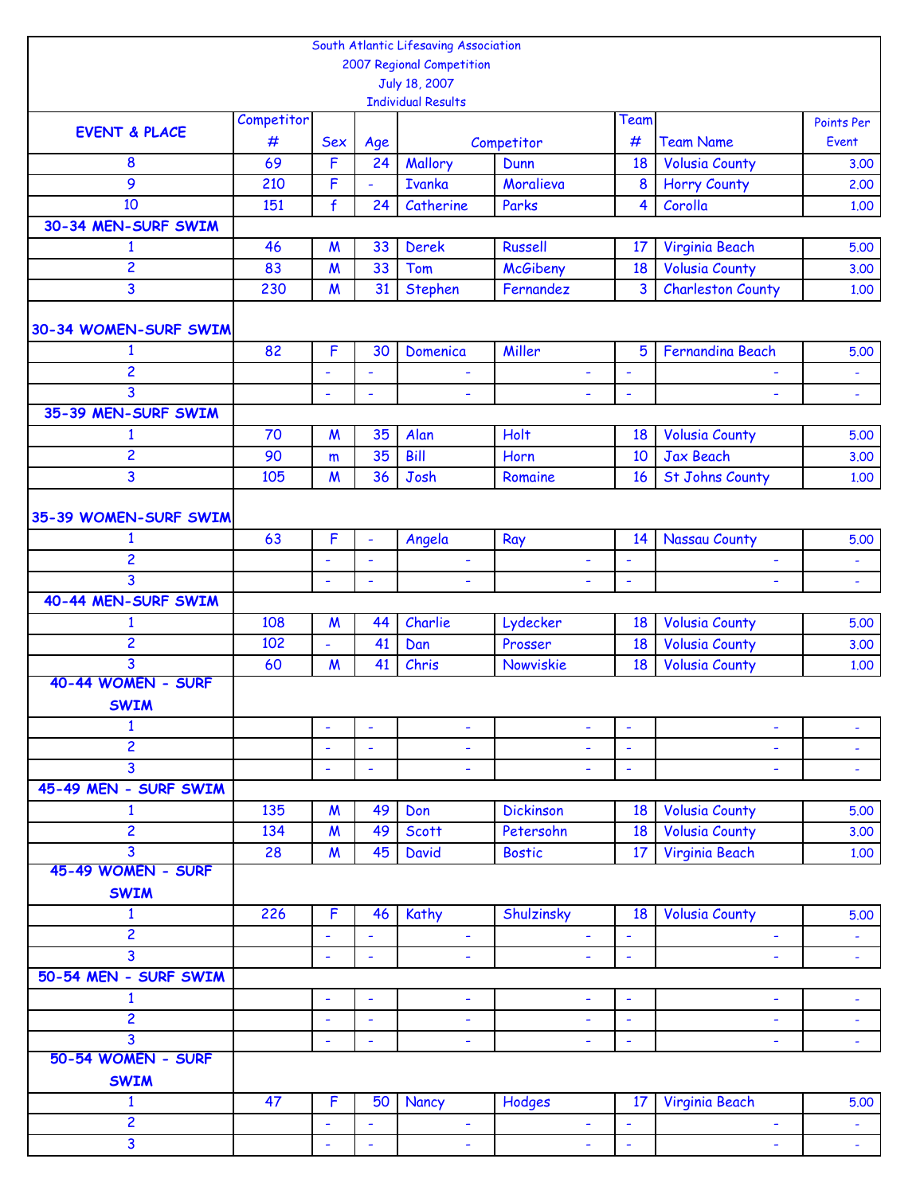South Atlantic Lifesaving Association
2007 Regional Competition
July 18, 2007
Individual Results

| EVENT & PLACE | Competitor # | Sex | Age | Competitor | | Team # | Team Name | Points Per Event |
|---|---|---|---|---|---|---|---|---|
| 8 | 69 | F | 24 | Mallory | Dunn | 18 | Volusia County | 3.00 |
| 9 | 210 | F | - | Ivanka | Moralieva | 8 | Horry County | 2.00 |
| 10 | 151 | f | 24 | Catherine | Parks | 4 | Corolla | 1.00 |
| **30-34 MEN-SURF SWIM** | | | | | | | | |
| 1 | 46 | M | 33 | Derek | Russell | 17 | Virginia Beach | 5.00 |
| 2 | 83 | M | 33 | Tom | McGibeny | 18 | Volusia County | 3.00 |
| 3 | 230 | M | 31 | Stephen | Fernandez | 3 | Charleston County | 1.00 |
| **30-34 WOMEN-SURF SWIM** | | | | | | | | |
| 1 | 82 | F | 30 | Domenica | Miller | 5 | Fernandina Beach | 5.00 |
| 2 | | - | - | - | - | - | - | - |
| 3 | | - | - | - | - | - | - | - |
| **35-39 MEN-SURF SWIM** | | | | | | | | |
| 1 | 70 | M | 35 | Alan | Holt | 18 | Volusia County | 5.00 |
| 2 | 90 | m | 35 | Bill | Horn | 10 | Jax Beach | 3.00 |
| 3 | 105 | M | 36 | Josh | Romaine | 16 | St Johns County | 1.00 |
| **35-39 WOMEN-SURF SWIM** | | | | | | | | |
| 1 | 63 | F | - | Angela | Ray | 14 | Nassau County | 5.00 |
| 2 | | - | - | - | - | - | - | - |
| 3 | | - | - | - | - | - | - | - |
| **40-44 MEN-SURF SWIM** | | | | | | | | |
| 1 | 108 | M | 44 | Charlie | Lydecker | 18 | Volusia County | 5.00 |
| 2 | 102 | - | 41 | Dan | Prosser | 18 | Volusia County | 3.00 |
| 3 | 60 | M | 41 | Chris | Nowviskie | 18 | Volusia County | 1.00 |
| **40-44 WOMEN - SURF SWIM** | | | | | | | | |
| 1 | | - | - | - | - | - | - | - |
| 2 | | - | - | - | - | - | - | - |
| 3 | | - | - | - | - | - | - | - |
| **45-49 MEN - SURF SWIM** | | | | | | | | |
| 1 | 135 | M | 49 | Don | Dickinson | 18 | Volusia County | 5.00 |
| 2 | 134 | M | 49 | Scott | Petersohn | 18 | Volusia County | 3.00 |
| 3 | 28 | M | 45 | David | Bostic | 17 | Virginia Beach | 1.00 |
| **45-49 WOMEN - SURF SWIM** | | | | | | | | |
| 1 | 226 | F | 46 | Kathy | Shulzinsky | 18 | Volusia County | 5.00 |
| 2 | | - | - | - | - | - | - | - |
| 3 | | - | - | - | - | - | - | - |
| **50-54 MEN - SURF SWIM** | | | | | | | | |
| 1 | | - | - | - | - | - | - | - |
| 2 | | - | - | - | - | - | - | - |
| 3 | | - | - | - | - | - | - | - |
| **50-54 WOMEN - SURF SWIM** | | | | | | | | |
| 1 | 47 | F | 50 | Nancy | Hodges | 17 | Virginia Beach | 5.00 |
| 2 | | - | - | - | - | - | - | - |
| 3 | | - | - | - | - | - | - | - |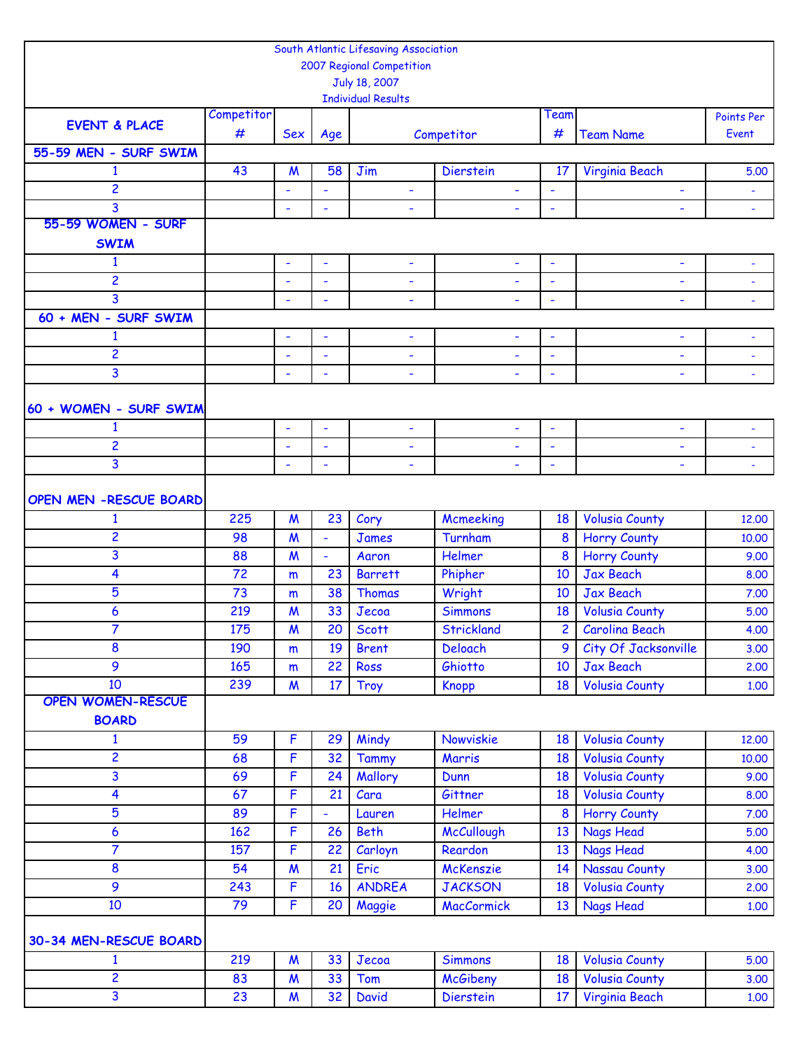South Atlantic Lifesaving Association
2007 Regional Competition
July 18, 2007
Individual Results

| EVENT & PLACE | Competitor # | Sex | Age | Competitor | | Team # | Team Name | Points Per Event |
|---|---|---|---|---|---|---|---|---|
| **55-59 MEN - SURF SWIM** | | | | | | | | |
| 1 | 43 | M | 58 | Jim | Dierstein | 17 | Virginia Beach | 5.00 |
| 2 | | - | - | - | - | - | - | - |
| 3 | | - | - | - | - | - | - | - |
| **55-59 WOMEN - SURF SWIM** | | | | | | | | |
| 1 | | - | - | - | - | - | - | - |
| 2 | | - | - | - | - | - | - | - |
| 3 | | - | - | - | - | - | - | - |
| **60 + MEN - SURF SWIM** | | | | | | | | |
| 1 | | - | - | - | - | - | - | - |
| 2 | | - | - | - | - | - | - | - |
| 3 | | - | - | - | - | - | - | - |
| **60 + WOMEN - SURF SWIM** | | | | | | | | |
| 1 | | - | - | - | - | - | - | - |
| 2 | | - | - | - | - | - | - | - |
| 3 | | - | - | - | - | - | - | - |
| **OPEN MEN -RESCUE BOARD** | | | | | | | | |
| 1 | 225 | M | 23 | Cory | Mcmeeking | 18 | Volusia County | 12.00 |
| 2 | 98 | M | - | James | Turnham | 8 | Horry County | 10.00 |
| 3 | 88 | M | - | Aaron | Helmer | 8 | Horry County | 9.00 |
| 4 | 72 | m | 23 | Barrett | Phipher | 10 | Jax Beach | 8.00 |
| 5 | 73 | m | 38 | Thomas | Wright | 10 | Jax Beach | 7.00 |
| 6 | 219 | M | 33 | Jecoa | Simmons | 18 | Volusia County | 5.00 |
| 7 | 175 | M | 20 | Scott | Strickland | 2 | Carolina Beach | 4.00 |
| 8 | 190 | m | 19 | Brent | Deloach | 9 | City Of Jacksonville | 3.00 |
| 9 | 165 | m | 22 | Ross | Ghiotto | 10 | Jax Beach | 2.00 |
| 10 | 239 | M | 17 | Troy | Knopp | 18 | Volusia County | 1.00 |
| **OPEN WOMEN-RESCUE BOARD** | | | | | | | | |
| 1 | 59 | F | 29 | Mindy | Nowviskie | 18 | Volusia County | 12.00 |
| 2 | 68 | F | 32 | Tammy | Marris | 18 | Volusia County | 10.00 |
| 3 | 69 | F | 24 | Mallory | Dunn | 18 | Volusia County | 9.00 |
| 4 | 67 | F | 21 | Cara | Gittner | 18 | Volusia County | 8.00 |
| 5 | 89 | F | - | Lauren | Helmer | 8 | Horry County | 7.00 |
| 6 | 162 | F | 26 | Beth | McCullough | 13 | Nags Head | 5.00 |
| 7 | 157 | F | 22 | Carloyn | Reardon | 13 | Nags Head | 4.00 |
| 8 | 54 | M | 21 | Eric | McKenszie | 14 | Nassau County | 3.00 |
| 9 | 243 | F | 16 | ANDREA | JACKSON | 18 | Volusia County | 2.00 |
| 10 | 79 | F | 20 | Maggie | MacCormick | 13 | Nags Head | 1.00 |
| **30-34 MEN-RESCUE BOARD** | | | | | | | | |
| 1 | 219 | M | 33 | Jecoa | Simmons | 18 | Volusia County | 5.00 |
| 2 | 83 | M | 33 | Tom | McGibeny | 18 | Volusia County | 3.00 |
| 3 | 23 | M | 32 | David | Dierstein | 17 | Virginia Beach | 1.00 |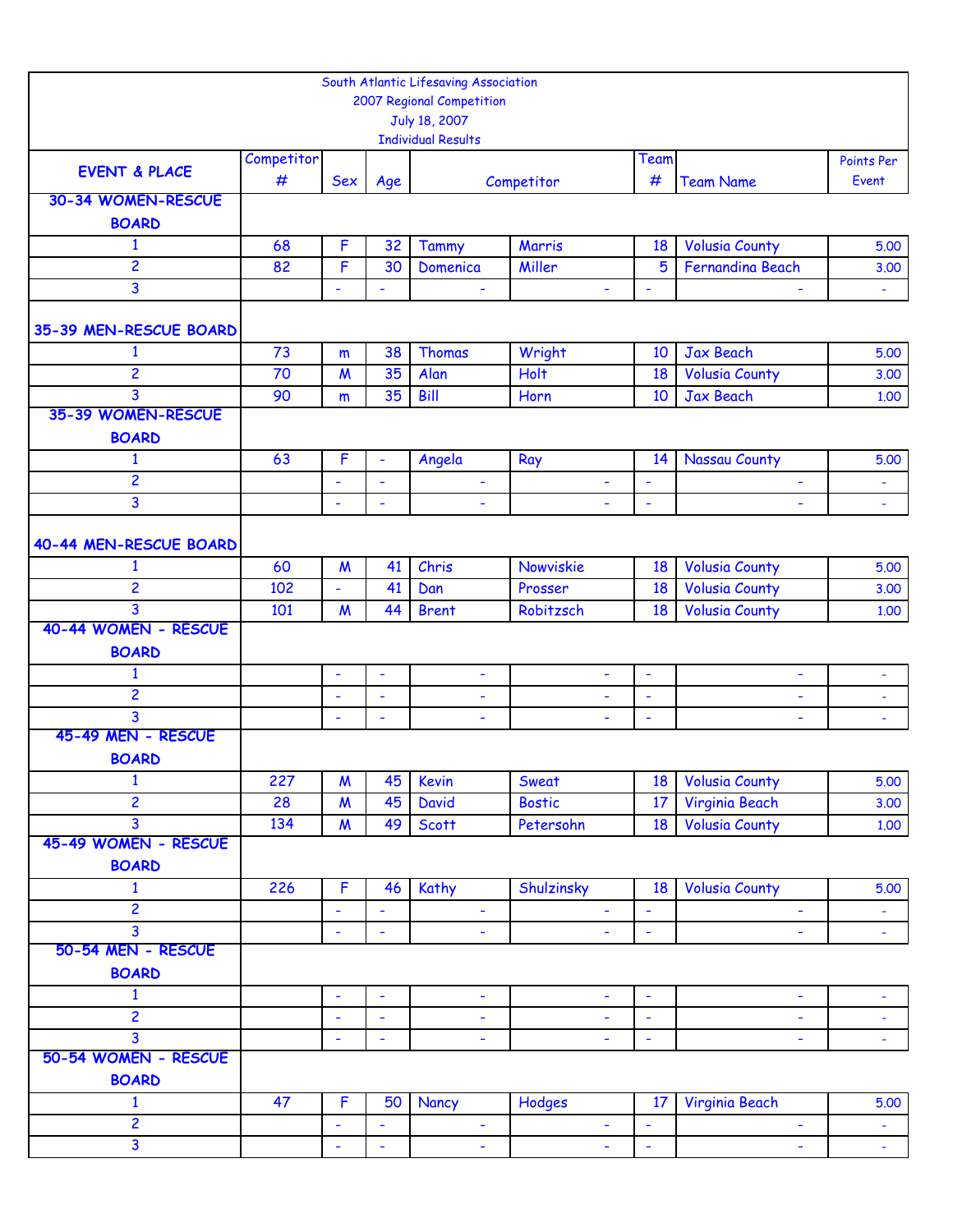South Atlantic Lifesaving Association
2007 Regional Competition
July 18, 2007
Individual Results

| EVENT & PLACE | Competitor # | Sex | Age | Competitor | | Team # | Team Name | Points Per Event |
|---|---|---|---|---|---|---|---|---|
| **30-34 WOMEN-RESCUE BOARD** | | | | | | | | |
| 1 | 68 | F | 32 | Tammy | Marris | 18 | Volusia County | 5.00 |
| 2 | 82 | F | 30 | Domenica | Miller | 5 | Fernandina Beach | 3.00 |
| 3 | | - | - | - | - | - | - | - |
| **35-39 MEN-RESCUE BOARD** | | | | | | | | |
| 1 | 73 | m | 38 | Thomas | Wright | 10 | Jax Beach | 5.00 |
| 2 | 70 | M | 35 | Alan | Holt | 18 | Volusia County | 3.00 |
| 3 | 90 | m | 35 | Bill | Horn | 10 | Jax Beach | 1.00 |
| **35-39 WOMEN-RESCUE BOARD** | | | | | | | | |
| 1 | 63 | F | - | Angela | Ray | 14 | Nassau County | 5.00 |
| 2 | | - | - | - | - | - | - | - |
| 3 | | - | - | - | - | - | - | - |
| **40-44 MEN-RESCUE BOARD** | | | | | | | | |
| 1 | 60 | M | 41 | Chris | Nowviskie | 18 | Volusia County | 5.00 |
| 2 | 102 | - | 41 | Dan | Prosser | 18 | Volusia County | 3.00 |
| 3 | 101 | M | 44 | Brent | Robitzsch | 18 | Volusia County | 1.00 |
| **40-44 WOMEN - RESCUE BOARD** | | | | | | | | |
| 1 | | - | - | - | - | - | - | - |
| 2 | | - | - | - | - | - | - | - |
| 3 | | - | - | - | - | - | - | - |
| **45-49 MEN - RESCUE BOARD** | | | | | | | | |
| 1 | 227 | M | 45 | Kevin | Sweat | 18 | Volusia County | 5.00 |
| 2 | 28 | M | 45 | David | Bostic | 17 | Virginia Beach | 3.00 |
| 3 | 134 | M | 49 | Scott | Petersohn | 18 | Volusia County | 1.00 |
| **45-49 WOMEN - RESCUE BOARD** | | | | | | | | |
| 1 | 226 | F | 46 | Kathy | Shulzinsky | 18 | Volusia County | 5.00 |
| 2 | | - | - | - | - | - | - | - |
| 3 | | - | - | - | - | - | - | - |
| **50-54 MEN - RESCUE BOARD** | | | | | | | | |
| 1 | | - | - | - | - | - | - | - |
| 2 | | - | - | - | - | - | - | - |
| 3 | | - | - | - | - | - | - | - |
| **50-54 WOMEN - RESCUE BOARD** | | | | | | | | |
| 1 | 47 | F | 50 | Nancy | Hodges | 17 | Virginia Beach | 5.00 |
| 2 | | - | - | - | - | - | - | - |
| 3 | | - | - | - | - | - | - | - |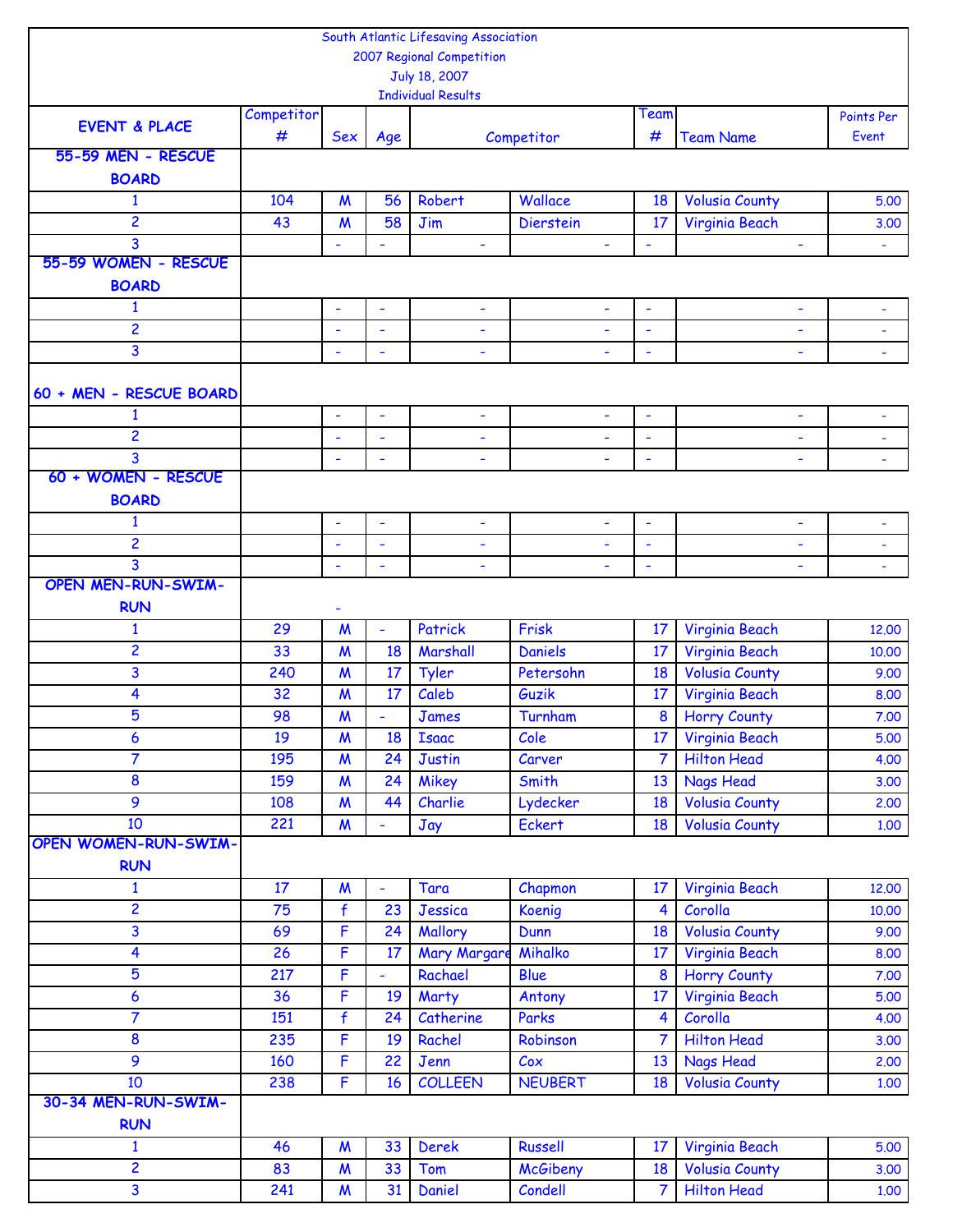South Atlantic Lifesaving Association
2007 Regional Competition
July 18, 2007
Individual Results

| EVENT & PLACE | Competitor # | Sex | Age | Competitor | | Team # | Team Name | Points Per Event |
|---|---|---|---|---|---|---|---|---|
| **55-59 MEN - RESCUE BOARD** | | | | | | | | |
| 1 | 104 | M | 56 | Robert | Wallace | 18 | Volusia County | 5.00 |
| 2 | 43 | M | 58 | Jim | Dierstein | 17 | Virginia Beach | 3.00 |
| 3 | | - | - | - | - | - | - | - |
| **55-59 WOMEN - RESCUE BOARD** | | | | | | | | |
| 1 | | - | - | - | - | - | - | - |
| 2 | | - | - | - | - | - | - | - |
| 3 | | - | - | - | - | - | - | - |
| **60 + MEN - RESCUE BOARD** | | | | | | | | |
| 1 | | - | - | - | - | - | - | - |
| 2 | | - | - | - | - | - | - | - |
| 3 | | - | - | - | - | - | - | - |
| **60 + WOMEN - RESCUE BOARD** | | | | | | | | |
| 1 | | - | - | - | - | - | - | - |
| 2 | | - | - | - | - | - | - | - |
| 3 | | - | - | - | - | - | - | - |
| **OPEN MEN-RUN-SWIM-RUN** | - | | | | | | | |
| 1 | 29 | M | - | Patrick | Frisk | 17 | Virginia Beach | 12.00 |
| 2 | 33 | M | 18 | Marshall | Daniels | 17 | Virginia Beach | 10.00 |
| 3 | 240 | M | 17 | Tyler | Petersohn | 18 | Volusia County | 9.00 |
| 4 | 32 | M | 17 | Caleb | Guzik | 17 | Virginia Beach | 8.00 |
| 5 | 98 | M | - | James | Turnham | 8 | Horry County | 7.00 |
| 6 | 19 | M | 18 | Isaac | Cole | 17 | Virginia Beach | 5.00 |
| 7 | 195 | M | 24 | Justin | Carver | 7 | Hilton Head | 4.00 |
| 8 | 159 | M | 24 | Mikey | Smith | 13 | Nags Head | 3.00 |
| 9 | 108 | M | 44 | Charlie | Lydecker | 18 | Volusia County | 2.00 |
| 10 | 221 | M | - | Jay | Eckert | 18 | Volusia County | 1.00 |
| **OPEN WOMEN-RUN-SWIM-RUN** | | | | | | | | |
| 1 | 17 | M | - | Tara | Chapmon | 17 | Virginia Beach | 12.00 |
| 2 | 75 | f | 23 | Jessica | Koenig | 4 | Corolla | 10.00 |
| 3 | 69 | F | 24 | Mallory | Dunn | 18 | Volusia County | 9.00 |
| 4 | 26 | F | 17 | Mary Margare | Mihalko | 17 | Virginia Beach | 8.00 |
| 5 | 217 | F | - | Rachael | Blue | 8 | Horry County | 7.00 |
| 6 | 36 | F | 19 | Marty | Antony | 17 | Virginia Beach | 5.00 |
| 7 | 151 | f | 24 | Catherine | Parks | 4 | Corolla | 4.00 |
| 8 | 235 | F | 19 | Rachel | Robinson | 7 | Hilton Head | 3.00 |
| 9 | 160 | F | 22 | Jenn | Cox | 13 | Nags Head | 2.00 |
| 10 | 238 | F | 16 | COLLEEN | NEUBERT | 18 | Volusia County | 1.00 |
| **30-34 MEN-RUN-SWIM-RUN** | | | | | | | | |
| 1 | 46 | M | 33 | Derek | Russell | 17 | Virginia Beach | 5.00 |
| 2 | 83 | M | 33 | Tom | McGibeny | 18 | Volusia County | 3.00 |
| 3 | 241 | M | 31 | Daniel | Condell | 7 | Hilton Head | 1.00 |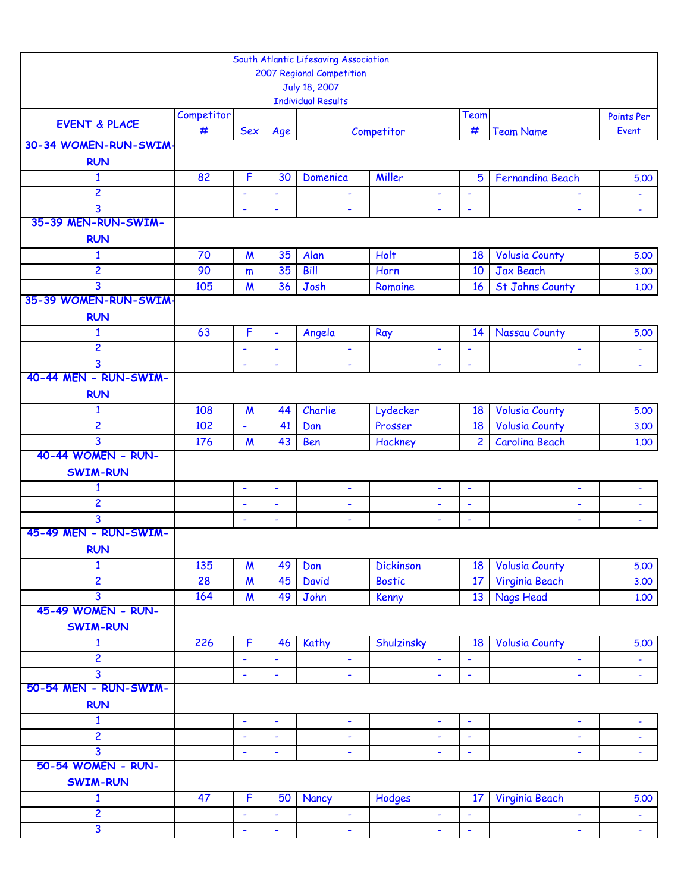South Atlantic Lifesaving Association
2007 Regional Competition
July 18, 2007
Individual Results

| EVENT & PLACE | Competitor # | Sex | Age | Competitor | | Team # | Team Name | Points Per Event |
|---|---|---|---|---|---|---|---|---|
| **30-34 WOMEN-RUN-SWIM-RUN** | | | | | | | | |
| 1 | 82 | F | 30 | Domenica | Miller | 5 | Fernandina Beach | 5.00 |
| 2 | | - | - | - | - | - | - | - |
| 3 | | - | - | - | - | - | - | - |
| **35-39 MEN-RUN-SWIM-RUN** | | | | | | | | |
| 1 | 70 | M | 35 | Alan | Holt | 18 | Volusia County | 5.00 |
| 2 | 90 | m | 35 | Bill | Horn | 10 | Jax Beach | 3.00 |
| 3 | 105 | M | 36 | Josh | Romaine | 16 | St Johns County | 1.00 |
| **35-39 WOMEN-RUN-SWIM-RUN** | | | | | | | | |
| 1 | 63 | F | - | Angela | Ray | 14 | Nassau County | 5.00 |
| 2 | | - | - | - | - | - | - | - |
| 3 | | - | - | - | - | - | - | - |
| **40-44 MEN - RUN-SWIM-RUN** | | | | | | | | |
| 1 | 108 | M | 44 | Charlie | Lydecker | 18 | Volusia County | 5.00 |
| 2 | 102 | - | 41 | Dan | Prosser | 18 | Volusia County | 3.00 |
| 3 | 176 | M | 43 | Ben | Hackney | 2 | Carolina Beach | 1.00 |
| **40-44 WOMEN - RUN-SWIM-RUN** | | | | | | | | |
| 1 | | - | - | - | - | - | - | - |
| 2 | | - | - | - | - | - | - | - |
| 3 | | - | - | - | - | - | - | - |
| **45-49 MEN - RUN-SWIM-RUN** | | | | | | | | |
| 1 | 135 | M | 49 | Don | Dickinson | 18 | Volusia County | 5.00 |
| 2 | 28 | M | 45 | David | Bostic | 17 | Virginia Beach | 3.00 |
| 3 | 164 | M | 49 | John | Kenny | 13 | Nags Head | 1.00 |
| **45-49 WOMEN - RUN-SWIM-RUN** | | | | | | | | |
| 1 | 226 | F | 46 | Kathy | Shulzinsky | 18 | Volusia County | 5.00 |
| 2 | | - | - | - | - | - | - | - |
| 3 | | - | - | - | - | - | - | - |
| **50-54 MEN - RUN-SWIM-RUN** | | | | | | | | |
| 1 | | - | - | - | - | - | - | - |
| 2 | | - | - | - | - | - | - | - |
| 3 | | - | - | - | - | - | - | - |
| **50-54 WOMEN - RUN-SWIM-RUN** | | | | | | | | |
| 1 | 47 | F | 50 | Nancy | Hodges | 17 | Virginia Beach | 5.00 |
| 2 | | - | - | - | - | - | - | - |
| 3 | | - | - | - | - | - | - | - |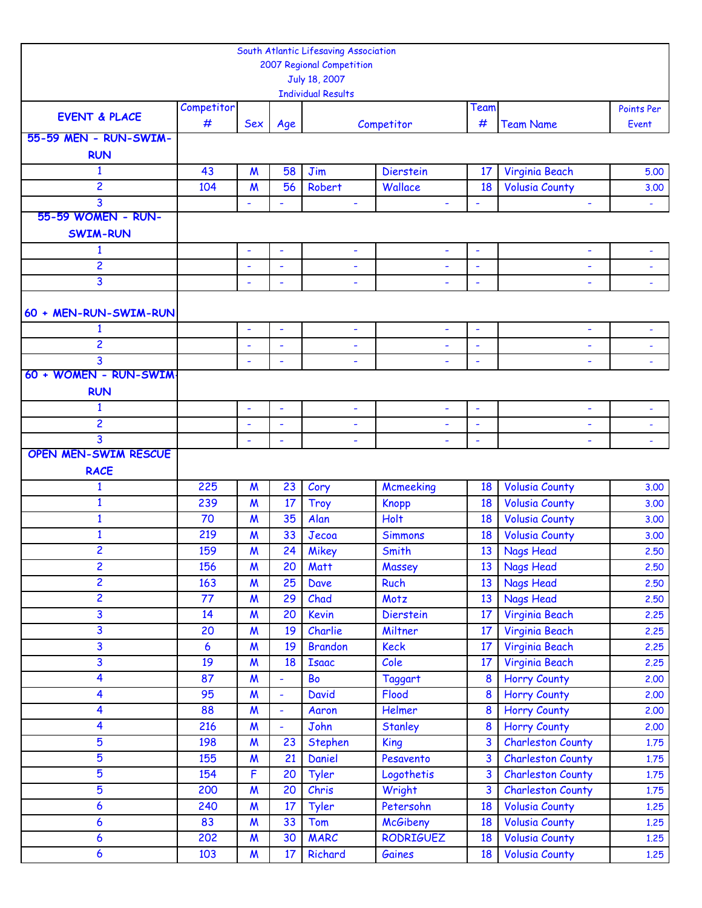South Atlantic Lifesaving Association
2007 Regional Competition
July 18, 2007
Individual Results

| EVENT & PLACE | Competitor # | Sex | Age | Competitor | | Team # | Team Name | Points Per Event |
|---|---|---|---|---|---|---|---|---|
| **55-59 MEN - RUN-SWIM-RUN** | | | | | | | | |
| 1 | 43 | M | 58 | Jim | Dierstein | 17 | Virginia Beach | 5.00 |
| 2 | 104 | M | 56 | Robert | Wallace | 18 | Volusia County | 3.00 |
| 3 | | - | - | - | - | - | - | - |
| **55-59 WOMEN - RUN-SWIM-RUN** | | | | | | | | |
| 1 | | - | - | - | - | - | - | - |
| 2 | | - | - | - | - | - | - | - |
| 3 | | - | - | - | - | - | - | - |
| **60 + MEN-RUN-SWIM-RUN** | | | | | | | | |
| 1 | | - | - | - | - | - | - | - |
| 2 | | - | - | - | - | - | - | - |
| 3 | | - | - | - | - | - | - | - |
| **60 + WOMEN - RUN-SWIM-RUN** | | | | | | | | |
| 1 | | - | - | - | - | - | - | - |
| 2 | | - | - | - | - | - | - | - |
| 3 | | - | - | - | - | - | - | - |
| **OPEN MEN-SWIM RESCUE RACE** | | | | | | | | |
| 1 | 225 | M | 23 | Cory | Mcmeeking | 18 | Volusia County | 3.00 |
| 1 | 239 | M | 17 | Troy | Knopp | 18 | Volusia County | 3.00 |
| 1 | 70 | M | 35 | Alan | Holt | 18 | Volusia County | 3.00 |
| 1 | 219 | M | 33 | Jecoa | Simmons | 18 | Volusia County | 3.00 |
| 2 | 159 | M | 24 | Mikey | Smith | 13 | Nags Head | 2.50 |
| 2 | 156 | M | 20 | Matt | Massey | 13 | Nags Head | 2.50 |
| 2 | 163 | M | 25 | Dave | Ruch | 13 | Nags Head | 2.50 |
| 2 | 77 | M | 29 | Chad | Motz | 13 | Nags Head | 2.50 |
| 3 | 14 | M | 20 | Kevin | Dierstein | 17 | Virginia Beach | 2.25 |
| 3 | 20 | M | 19 | Charlie | Miltner | 17 | Virginia Beach | 2.25 |
| 3 | 6 | M | 19 | Brandon | Keck | 17 | Virginia Beach | 2.25 |
| 3 | 19 | M | 18 | Isaac | Cole | 17 | Virginia Beach | 2.25 |
| 4 | 87 | M | - | Bo | Taggart | 8 | Horry County | 2.00 |
| 4 | 95 | M | - | David | Flood | 8 | Horry County | 2.00 |
| 4 | 88 | M | - | Aaron | Helmer | 8 | Horry County | 2.00 |
| 4 | 216 | M | - | John | Stanley | 8 | Horry County | 2.00 |
| 5 | 198 | M | 23 | Stephen | King | 3 | Charleston County | 1.75 |
| 5 | 155 | M | 21 | Daniel | Pesavento | 3 | Charleston County | 1.75 |
| 5 | 154 | F | 20 | Tyler | Logothetis | 3 | Charleston County | 1.75 |
| 5 | 200 | M | 20 | Chris | Wright | 3 | Charleston County | 1.75 |
| 6 | 240 | M | 17 | Tyler | Petersohn | 18 | Volusia County | 1.25 |
| 6 | 83 | M | 33 | Tom | McGibeny | 18 | Volusia County | 1.25 |
| 6 | 202 | M | 30 | MARC | RODRIGUEZ | 18 | Volusia County | 1.25 |
| 6 | 103 | M | 17 | Richard | Gaines | 18 | Volusia County | 1.25 |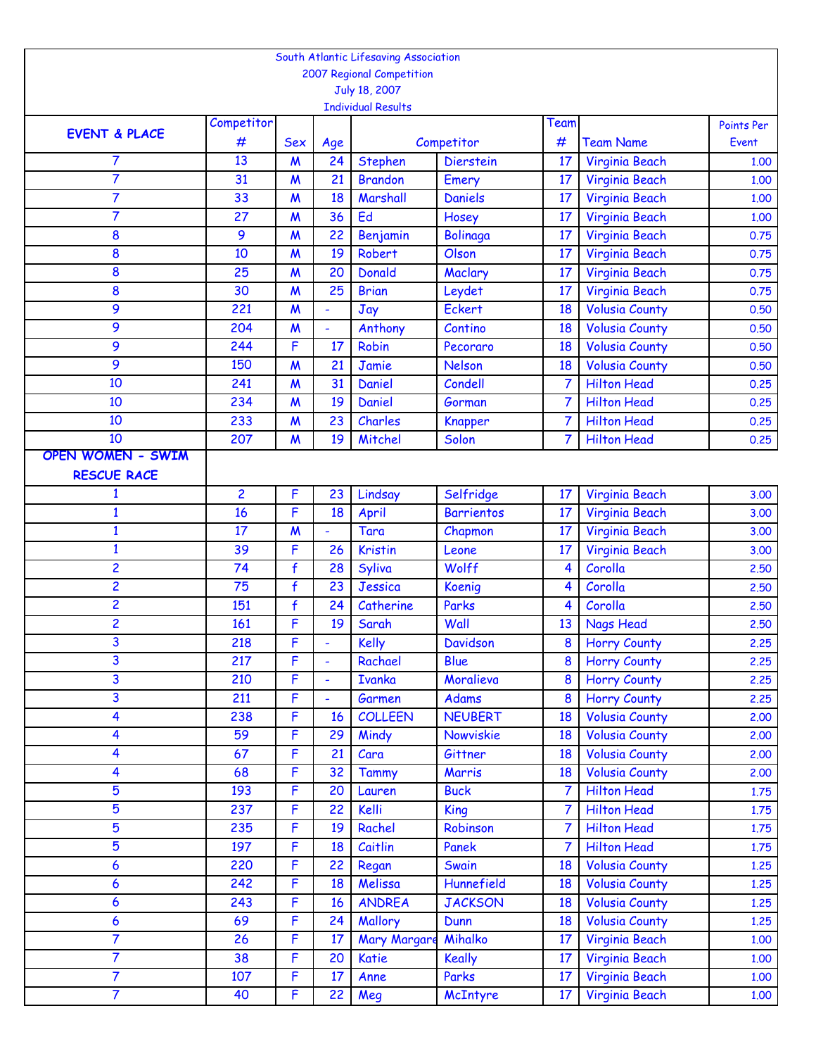South Atlantic Lifesaving Association
2007 Regional Competition
July 18, 2007
Individual Results

| EVENT & PLACE | Competitor # | Sex | Age | Competitor | | Team # | Team Name | Points Per Event |
|---|---|---|---|---|---|---|---|---|
| 7 | 13 | M | 24 | Stephen | Dierstein | 17 | Virginia Beach | 1.00 |
| 7 | 31 | M | 21 | Brandon | Emery | 17 | Virginia Beach | 1.00 |
| 7 | 33 | M | 18 | Marshall | Daniels | 17 | Virginia Beach | 1.00 |
| 7 | 27 | M | 36 | Ed | Hosey | 17 | Virginia Beach | 1.00 |
| 8 | 9 | M | 22 | Benjamin | Bolinaga | 17 | Virginia Beach | 0.75 |
| 8 | 10 | M | 19 | Robert | Olson | 17 | Virginia Beach | 0.75 |
| 8 | 25 | M | 20 | Donald | Maclary | 17 | Virginia Beach | 0.75 |
| 8 | 30 | M | 25 | Brian | Leydet | 17 | Virginia Beach | 0.75 |
| 9 | 221 | M | - | Jay | Eckert | 18 | Volusia County | 0.50 |
| 9 | 204 | M | - | Anthony | Contino | 18 | Volusia County | 0.50 |
| 9 | 244 | F | 17 | Robin | Pecoraro | 18 | Volusia County | 0.50 |
| 9 | 150 | M | 21 | Jamie | Nelson | 18 | Volusia County | 0.50 |
| 10 | 241 | M | 31 | Daniel | Condell | 7 | Hilton Head | 0.25 |
| 10 | 234 | M | 19 | Daniel | Gorman | 7 | Hilton Head | 0.25 |
| 10 | 233 | M | 23 | Charles | Knapper | 7 | Hilton Head | 0.25 |
| 10 | 207 | M | 19 | Mitchel | Solon | 7 | Hilton Head | 0.25 |
| **OPEN WOMEN - SWIM RESCUE RACE** | | | | | | | | |
| 1 | 2 | F | 23 | Lindsay | Selfridge | 17 | Virginia Beach | 3.00 |
| 1 | 16 | F | 18 | April | Barrientos | 17 | Virginia Beach | 3.00 |
| 1 | 17 | M | - | Tara | Chapmon | 17 | Virginia Beach | 3.00 |
| 1 | 39 | F | 26 | Kristin | Leone | 17 | Virginia Beach | 3.00 |
| 2 | 74 | f | 28 | Syliva | Wolff | 4 | Corolla | 2.50 |
| 2 | 75 | f | 23 | Jessica | Koenig | 4 | Corolla | 2.50 |
| 2 | 151 | f | 24 | Catherine | Parks | 4 | Corolla | 2.50 |
| 2 | 161 | F | 19 | Sarah | Wall | 13 | Nags Head | 2.50 |
| 3 | 218 | F | - | Kelly | Davidson | 8 | Horry County | 2.25 |
| 3 | 217 | F | - | Rachael | Blue | 8 | Horry County | 2.25 |
| 3 | 210 | F | - | Ivanka | Moralieva | 8 | Horry County | 2.25 |
| 3 | 211 | F | - | Garmen | Adams | 8 | Horry County | 2.25 |
| 4 | 238 | F | 16 | COLLEEN | NEUBERT | 18 | Volusia County | 2.00 |
| 4 | 59 | F | 29 | Mindy | Nowviskie | 18 | Volusia County | 2.00 |
| 4 | 67 | F | 21 | Cara | Gittner | 18 | Volusia County | 2.00 |
| 4 | 68 | F | 32 | Tammy | Marris | 18 | Volusia County | 2.00 |
| 5 | 193 | F | 20 | Lauren | Buck | 7 | Hilton Head | 1.75 |
| 5 | 237 | F | 22 | Kelli | King | 7 | Hilton Head | 1.75 |
| 5 | 235 | F | 19 | Rachel | Robinson | 7 | Hilton Head | 1.75 |
| 5 | 197 | F | 18 | Caitlin | Panek | 7 | Hilton Head | 1.75 |
| 6 | 220 | F | 22 | Regan | Swain | 18 | Volusia County | 1.25 |
| 6 | 242 | F | 18 | Melissa | Hunnefield | 18 | Volusia County | 1.25 |
| 6 | 243 | F | 16 | ANDREA | JACKSON | 18 | Volusia County | 1.25 |
| 6 | 69 | F | 24 | Mallory | Dunn | 18 | Volusia County | 1.25 |
| 7 | 26 | F | 17 | Mary Margare | Mihalko | 17 | Virginia Beach | 1.00 |
| 7 | 38 | F | 20 | Katie | Keally | 17 | Virginia Beach | 1.00 |
| 7 | 107 | F | 17 | Anne | Parks | 17 | Virginia Beach | 1.00 |
| 7 | 40 | F | 22 | Meg | McIntyre | 17 | Virginia Beach | 1.00 |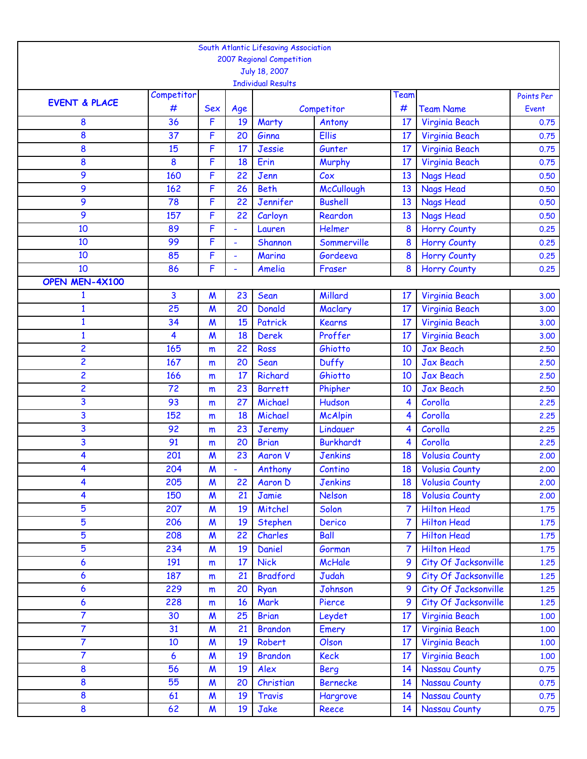South Atlantic Lifesaving Association
2007 Regional Competition
July 18, 2007
Individual Results

| EVENT & PLACE | Competitor # | Sex | Age | Competitor | | Team # | Team Name | Points Per Event |
|---|---|---|---|---|---|---|---|---|
| 8 | 36 | F | 19 | Marty | Antony | 17 | Virginia Beach | 0.75 |
| 8 | 37 | F | 20 | Ginna | Ellis | 17 | Virginia Beach | 0.75 |
| 8 | 15 | F | 17 | Jessie | Gunter | 17 | Virginia Beach | 0.75 |
| 8 | 8 | F | 18 | Erin | Murphy | 17 | Virginia Beach | 0.75 |
| 9 | 160 | F | 22 | Jenn | Cox | 13 | Nags Head | 0.50 |
| 9 | 162 | F | 26 | Beth | McCullough | 13 | Nags Head | 0.50 |
| 9 | 78 | F | 22 | Jennifer | Bushell | 13 | Nags Head | 0.50 |
| 9 | 157 | F | 22 | Carloyn | Reardon | 13 | Nags Head | 0.50 |
| 10 | 89 | F | - | Lauren | Helmer | 8 | Horry County | 0.25 |
| 10 | 99 | F | - | Shannon | Sommerville | 8 | Horry County | 0.25 |
| 10 | 85 | F | - | Marina | Gordeeva | 8 | Horry County | 0.25 |
| 10 | 86 | F | - | Amelia | Fraser | 8 | Horry County | 0.25 |
| **OPEN MEN-4X100** | | | | | | | | |
| 1 | 3 | M | 23 | Sean | Millard | 17 | Virginia Beach | 3.00 |
| 1 | 25 | M | 20 | Donald | Maclary | 17 | Virginia Beach | 3.00 |
| 1 | 34 | M | 15 | Patrick | Kearns | 17 | Virginia Beach | 3.00 |
| 1 | 4 | M | 18 | Derek | Proffer | 17 | Virginia Beach | 3.00 |
| 2 | 165 | m | 22 | Ross | Ghiotto | 10 | Jax Beach | 2.50 |
| 2 | 167 | m | 20 | Sean | Duffy | 10 | Jax Beach | 2.50 |
| 2 | 166 | m | 17 | Richard | Ghiotto | 10 | Jax Beach | 2.50 |
| 2 | 72 | m | 23 | Barrett | Phipher | 10 | Jax Beach | 2.50 |
| 3 | 93 | m | 27 | Michael | Hudson | 4 | Corolla | 2.25 |
| 3 | 152 | m | 18 | Michael | McAlpin | 4 | Corolla | 2.25 |
| 3 | 92 | m | 23 | Jeremy | Lindauer | 4 | Corolla | 2.25 |
| 3 | 91 | m | 20 | Brian | Burkhardt | 4 | Corolla | 2.25 |
| 4 | 201 | M | 23 | Aaron V | Jenkins | 18 | Volusia County | 2.00 |
| 4 | 204 | M | - | Anthony | Contino | 18 | Volusia County | 2.00 |
| 4 | 205 | M | 22 | Aaron D | Jenkins | 18 | Volusia County | 2.00 |
| 4 | 150 | M | 21 | Jamie | Nelson | 18 | Volusia County | 2.00 |
| 5 | 207 | M | 19 | Mitchel | Solon | 7 | Hilton Head | 1.75 |
| 5 | 206 | M | 19 | Stephen | Derico | 7 | Hilton Head | 1.75 |
| 5 | 208 | M | 22 | Charles | Ball | 7 | Hilton Head | 1.75 |
| 5 | 234 | M | 19 | Daniel | Gorman | 7 | Hilton Head | 1.75 |
| 6 | 191 | m | 17 | Nick | McHale | 9 | City Of Jacksonville | 1.25 |
| 6 | 187 | m | 21 | Bradford | Judah | 9 | City Of Jacksonville | 1.25 |
| 6 | 229 | m | 20 | Ryan | Johnson | 9 | City Of Jacksonville | 1.25 |
| 6 | 228 | m | 16 | Mark | Pierce | 9 | City Of Jacksonville | 1.25 |
| 7 | 30 | M | 25 | Brian | Leydet | 17 | Virginia Beach | 1.00 |
| 7 | 31 | M | 21 | Brandon | Emery | 17 | Virginia Beach | 1.00 |
| 7 | 10 | M | 19 | Robert | Olson | 17 | Virginia Beach | 1.00 |
| 7 | 6 | M | 19 | Brandon | Keck | 17 | Virginia Beach | 1.00 |
| 8 | 56 | M | 19 | Alex | Berg | 14 | Nassau County | 0.75 |
| 8 | 55 | M | 20 | Christian | Bernecke | 14 | Nassau County | 0.75 |
| 8 | 61 | M | 19 | Travis | Hargrove | 14 | Nassau County | 0.75 |
| 8 | 62 | M | 19 | Jake | Reece | 14 | Nassau County | 0.75 |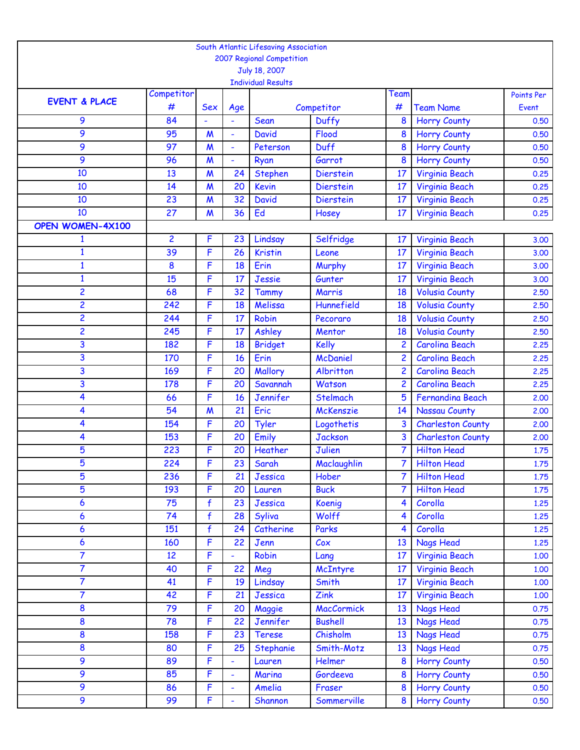South Atlantic Lifesaving Association
2007 Regional Competition
July 18, 2007
Individual Results

| EVENT & PLACE | Competitor # | Sex | Age | Competitor | | Team # | Team Name | Points Per Event |
|---|---|---|---|---|---|---|---|---|
| 9 | 84 | - | - | Sean | Duffy | 8 | Horry County | 0.50 |
| 9 | 95 | M | - | David | Flood | 8 | Horry County | 0.50 |
| 9 | 97 | M | - | Peterson | Duff | 8 | Horry County | 0.50 |
| 9 | 96 | M | - | Ryan | Garrot | 8 | Horry County | 0.50 |
| 10 | 13 | M | 24 | Stephen | Dierstein | 17 | Virginia Beach | 0.25 |
| 10 | 14 | M | 20 | Kevin | Dierstein | 17 | Virginia Beach | 0.25 |
| 10 | 23 | M | 32 | David | Dierstein | 17 | Virginia Beach | 0.25 |
| 10 | 27 | M | 36 | Ed | Hosey | 17 | Virginia Beach | 0.25 |
| **OPEN WOMEN-4X100** | | | | | | | | |
| 1 | 2 | F | 23 | Lindsay | Selfridge | 17 | Virginia Beach | 3.00 |
| 1 | 39 | F | 26 | Kristin | Leone | 17 | Virginia Beach | 3.00 |
| 1 | 8 | F | 18 | Erin | Murphy | 17 | Virginia Beach | 3.00 |
| 1 | 15 | F | 17 | Jessie | Gunter | 17 | Virginia Beach | 3.00 |
| 2 | 68 | F | 32 | Tammy | Marris | 18 | Volusia County | 2.50 |
| 2 | 242 | F | 18 | Melissa | Hunnefield | 18 | Volusia County | 2.50 |
| 2 | 244 | F | 17 | Robin | Pecoraro | 18 | Volusia County | 2.50 |
| 2 | 245 | F | 17 | Ashley | Mentor | 18 | Volusia County | 2.50 |
| 3 | 182 | F | 18 | Bridget | Kelly | 2 | Carolina Beach | 2.25 |
| 3 | 170 | F | 16 | Erin | McDaniel | 2 | Carolina Beach | 2.25 |
| 3 | 169 | F | 20 | Mallory | Albritton | 2 | Carolina Beach | 2.25 |
| 3 | 178 | F | 20 | Savannah | Watson | 2 | Carolina Beach | 2.25 |
| 4 | 66 | F | 16 | Jennifer | Stelmach | 5 | Fernandina Beach | 2.00 |
| 4 | 54 | M | 21 | Eric | McKenszie | 14 | Nassau County | 2.00 |
| 4 | 154 | F | 20 | Tyler | Logothetis | 3 | Charleston County | 2.00 |
| 4 | 153 | F | 20 | Emily | Jackson | 3 | Charleston County | 2.00 |
| 5 | 223 | F | 20 | Heather | Julien | 7 | Hilton Head | 1.75 |
| 5 | 224 | F | 23 | Sarah | Maclaughlin | 7 | Hilton Head | 1.75 |
| 5 | 236 | F | 21 | Jessica | Hober | 7 | Hilton Head | 1.75 |
| 5 | 193 | F | 20 | Lauren | Buck | 7 | Hilton Head | 1.75 |
| 6 | 75 | f | 23 | Jessica | Koenig | 4 | Corolla | 1.25 |
| 6 | 74 | f | 28 | Syliva | Wolff | 4 | Corolla | 1.25 |
| 6 | 151 | f | 24 | Catherine | Parks | 4 | Corolla | 1.25 |
| 6 | 160 | F | 22 | Jenn | Cox | 13 | Nags Head | 1.25 |
| 7 | 12 | F | - | Robin | Lang | 17 | Virginia Beach | 1.00 |
| 7 | 40 | F | 22 | Meg | McIntyre | 17 | Virginia Beach | 1.00 |
| 7 | 41 | F | 19 | Lindsay | Smith | 17 | Virginia Beach | 1.00 |
| 7 | 42 | F | 21 | Jessica | Zink | 17 | Virginia Beach | 1.00 |
| 8 | 79 | F | 20 | Maggie | MacCormick | 13 | Nags Head | 0.75 |
| 8 | 78 | F | 22 | Jennifer | Bushell | 13 | Nags Head | 0.75 |
| 8 | 158 | F | 23 | Terese | Chisholm | 13 | Nags Head | 0.75 |
| 8 | 80 | F | 25 | Stephanie | Smith-Motz | 13 | Nags Head | 0.75 |
| 9 | 89 | F | - | Lauren | Helmer | 8 | Horry County | 0.50 |
| 9 | 85 | F | - | Marina | Gordeeva | 8 | Horry County | 0.50 |
| 9 | 86 | F | - | Amelia | Fraser | 8 | Horry County | 0.50 |
| 9 | 99 | F | - | Shannon | Sommerville | 8 | Horry County | 0.50 |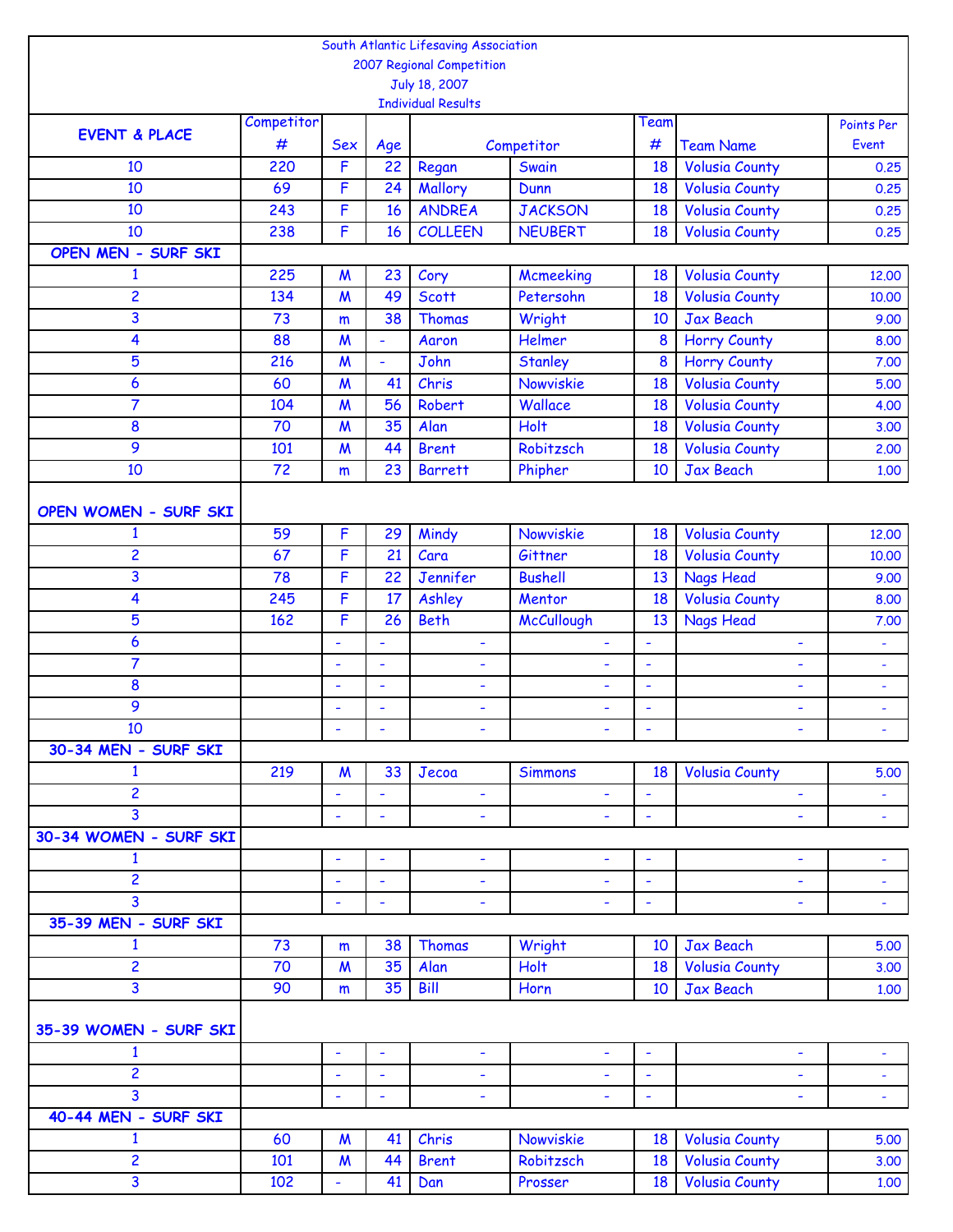South Atlantic Lifesaving Association
2007 Regional Competition
July 18, 2007
Individual Results

| EVENT & PLACE | Competitor # | Sex | Age | Competitor | | Team # | Team Name | Points Per Event |
|---|---|---|---|---|---|---|---|---|
| 10 | 220 | F | 22 | Regan | Swain | 18 | Volusia County | 0.25 |
| 10 | 69 | F | 24 | Mallory | Dunn | 18 | Volusia County | 0.25 |
| 10 | 243 | F | 16 | ANDREA | JACKSON | 18 | Volusia County | 0.25 |
| 10 | 238 | F | 16 | COLLEEN | NEUBERT | 18 | Volusia County | 0.25 |
| **OPEN MEN - SURF SKI** | | | | | | | | |
| 1 | 225 | M | 23 | Cory | Mcmeeking | 18 | Volusia County | 12.00 |
| 2 | 134 | M | 49 | Scott | Petersohn | 18 | Volusia County | 10.00 |
| 3 | 73 | m | 38 | Thomas | Wright | 10 | Jax Beach | 9.00 |
| 4 | 88 | M | - | Aaron | Helmer | 8 | Horry County | 8.00 |
| 5 | 216 | M | - | John | Stanley | 8 | Horry County | 7.00 |
| 6 | 60 | M | 41 | Chris | Nowviskie | 18 | Volusia County | 5.00 |
| 7 | 104 | M | 56 | Robert | Wallace | 18 | Volusia County | 4.00 |
| 8 | 70 | M | 35 | Alan | Holt | 18 | Volusia County | 3.00 |
| 9 | 101 | M | 44 | Brent | Robitzsch | 18 | Volusia County | 2.00 |
| 10 | 72 | m | 23 | Barrett | Phipher | 10 | Jax Beach | 1.00 |
| **OPEN WOMEN - SURF SKI** | | | | | | | | |
| 1 | 59 | F | 29 | Mindy | Nowviskie | 18 | Volusia County | 12.00 |
| 2 | 67 | F | 21 | Cara | Gittner | 18 | Volusia County | 10.00 |
| 3 | 78 | F | 22 | Jennifer | Bushell | 13 | Nags Head | 9.00 |
| 4 | 245 | F | 17 | Ashley | Mentor | 18 | Volusia County | 8.00 |
| 5 | 162 | F | 26 | Beth | McCullough | 13 | Nags Head | 7.00 |
| 6 | | - | - | - | - | - | - | - |
| 7 | | - | - | - | - | - | - | - |
| 8 | | - | - | - | - | - | - | - |
| 9 | | - | - | - | - | - | - | - |
| 10 | | - | - | - | - | - | - | - |
| **30-34 MEN - SURF SKI** | | | | | | | | |
| 1 | 219 | M | 33 | Jecoa | Simmons | 18 | Volusia County | 5.00 |
| 2 | | - | - | - | - | - | - | - |
| 3 | | - | - | - | - | - | - | - |
| **30-34 WOMEN - SURF SKI** | | | | | | | | |
| 1 | | - | - | - | - | - | - | - |
| 2 | | - | - | - | - | - | - | - |
| 3 | | - | - | - | - | - | - | - |
| **35-39 MEN - SURF SKI** | | | | | | | | |
| 1 | 73 | m | 38 | Thomas | Wright | 10 | Jax Beach | 5.00 |
| 2 | 70 | M | 35 | Alan | Holt | 18 | Volusia County | 3.00 |
| 3 | 90 | m | 35 | Bill | Horn | 10 | Jax Beach | 1.00 |
| **35-39 WOMEN - SURF SKI** | | | | | | | | |
| 1 | | - | - | - | - | - | - | - |
| 2 | | - | - | - | - | - | - | - |
| 3 | | - | - | - | - | - | - | - |
| **40-44 MEN - SURF SKI** | | | | | | | | |
| 1 | 60 | M | 41 | Chris | Nowviskie | 18 | Volusia County | 5.00 |
| 2 | 101 | M | 44 | Brent | Robitzsch | 18 | Volusia County | 3.00 |
| 3 | 102 | - | 41 | Dan | Prosser | 18 | Volusia County | 1.00 |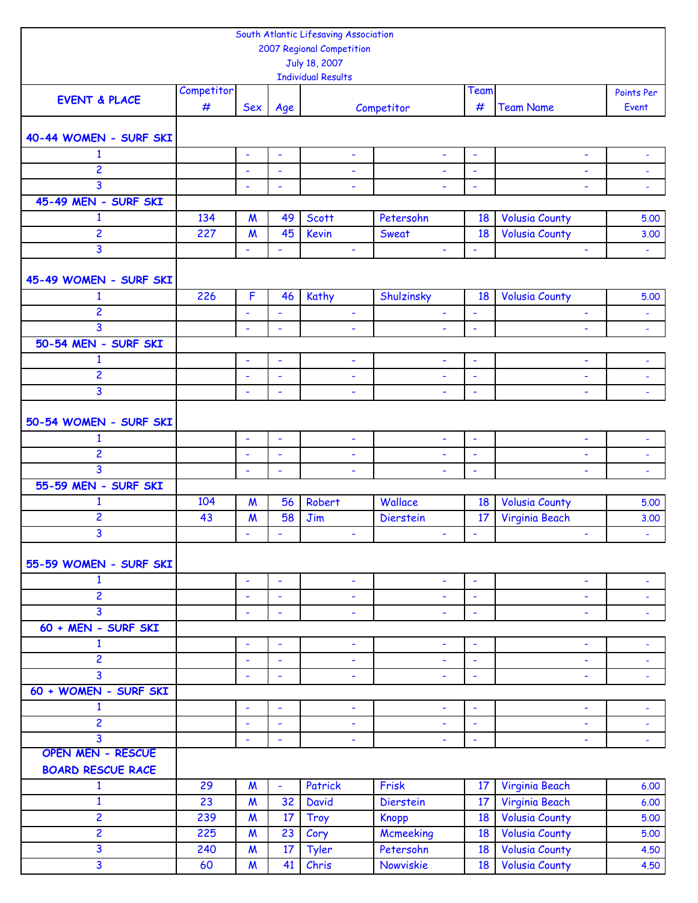South Atlantic Lifesaving Association
2007 Regional Competition
July 18, 2007
Individual Results

| EVENT & PLACE | Competitor # | Sex | Age | Competitor | | Team # | Team Name | Points Per Event |
|---|---|---|---|---|---|---|---|---|
| **40-44 WOMEN - SURF SKI** | | | | | | | | |
| 1 | | - | - | - | - | - | - | - |
| 2 | | - | - | - | - | - | - | - |
| 3 | | - | - | - | - | - | - | - |
| **45-49 MEN - SURF SKI** | | | | | | | | |
| 1 | 134 | M | 49 | Scott | Petersohn | 18 | Volusia County | 5.00 |
| 2 | 227 | M | 45 | Kevin | Sweat | 18 | Volusia County | 3.00 |
| 3 | | - | - | - | - | - | - | - |
| **45-49 WOMEN - SURF SKI** | | | | | | | | |
| 1 | 226 | F | 46 | Kathy | Shulzinsky | 18 | Volusia County | 5.00 |
| 2 | | - | - | - | - | - | - | - |
| 3 | | - | - | - | - | - | - | - |
| **50-54 MEN - SURF SKI** | | | | | | | | |
| 1 | | - | - | - | - | - | - | - |
| 2 | | - | - | - | - | - | - | - |
| 3 | | - | - | - | - | - | - | - |
| **50-54 WOMEN - SURF SKI** | | | | | | | | |
| 1 | | - | - | - | - | - | - | - |
| 2 | | - | - | - | - | - | - | - |
| 3 | | - | - | - | - | - | - | - |
| **55-59 MEN - SURF SKI** | | | | | | | | |
| 1 | 104 | M | 56 | Robert | Wallace | 18 | Volusia County | 5.00 |
| 2 | 43 | M | 58 | Jim | Dierstein | 17 | Virginia Beach | 3.00 |
| 3 | | - | - | - | - | - | - | - |
| **55-59 WOMEN - SURF SKI** | | | | | | | | |
| 1 | | - | - | - | - | - | - | - |
| 2 | | - | - | - | - | - | - | - |
| 3 | | - | - | - | - | - | - | - |
| **60 + MEN - SURF SKI** | | | | | | | | |
| 1 | | - | - | - | - | - | - | - |
| 2 | | - | - | - | - | - | - | - |
| 3 | | - | - | - | - | - | - | - |
| **60 + WOMEN - SURF SKI** | | | | | | | | |
| 1 | | - | - | - | - | - | - | - |
| 2 | | - | - | - | - | - | - | - |
| 3 | | - | - | - | - | - | - | - |
| **OPEN MEN - RESCUE BOARD RESCUE RACE** | | | | | | | | |
| 1 | 29 | M | - | Patrick | Frisk | 17 | Virginia Beach | 6.00 |
| 1 | 23 | M | 32 | David | Dierstein | 17 | Virginia Beach | 6.00 |
| 2 | 239 | M | 17 | Troy | Knopp | 18 | Volusia County | 5.00 |
| 2 | 225 | M | 23 | Cory | Mcmeeking | 18 | Volusia County | 5.00 |
| 3 | 240 | M | 17 | Tyler | Petersohn | 18 | Volusia County | 4.50 |
| 3 | 60 | M | 41 | Chris | Nowviskie | 18 | Volusia County | 4.50 |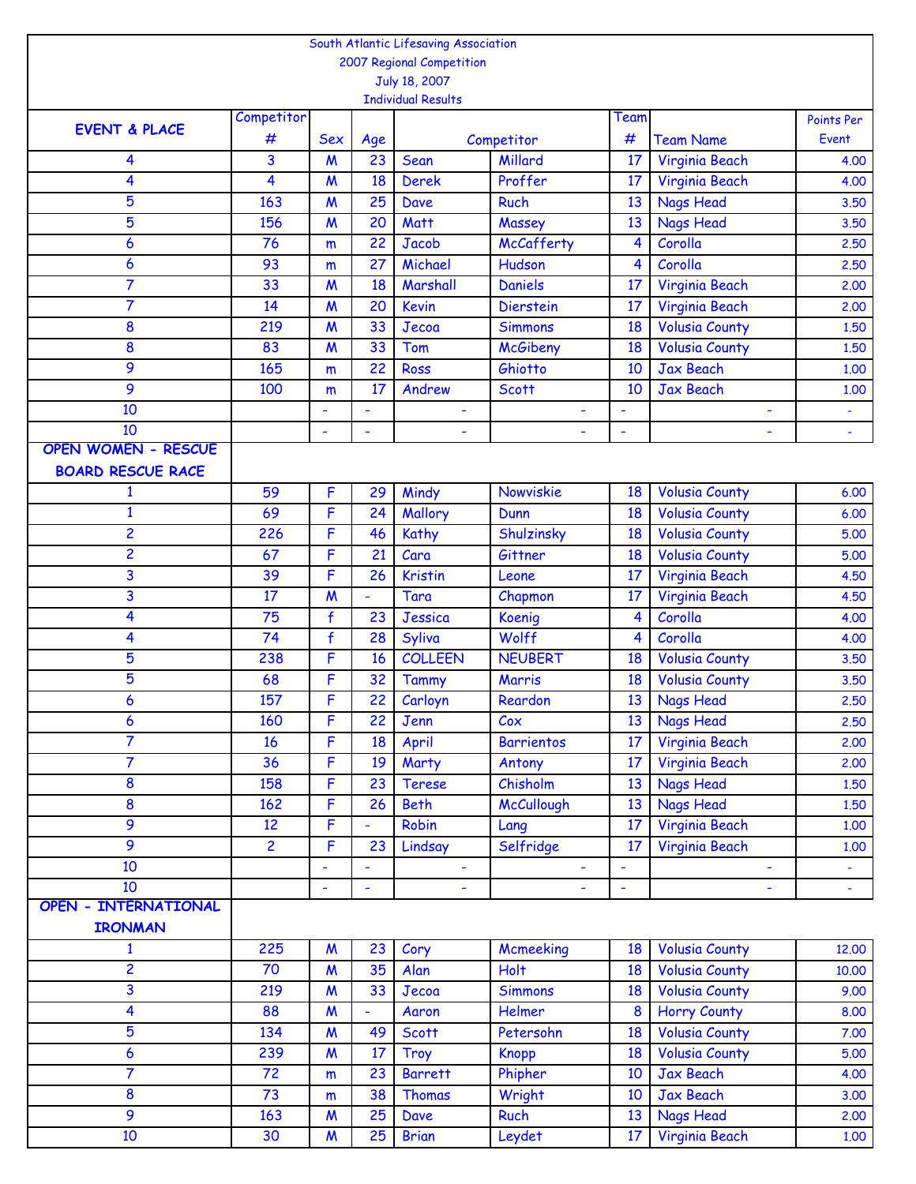| South Atlantic Lifesaving Association<br>2007 Regional Competition<br>July 18, 2007<br>Individual Results | | | | | | | | |
|---|---|---|---|---|---|---|---|---|
| **EVENT & PLACE** | Competitor # | Sex | Age | Competitor | | Team # | Team Name | Points Per Event |
| 4 | 3 | M | 23 | Sean | Millard | 17 | Virginia Beach | 4.00 |
| 4 | 4 | M | 18 | Derek | Proffer | 17 | Virginia Beach | 4.00 |
| 5 | 163 | M | 25 | Dave | Ruch | 13 | Nags Head | 3.50 |
| 5 | 156 | M | 20 | Matt | Massey | 13 | Nags Head | 3.50 |
| 6 | 76 | m | 22 | Jacob | McCafferty | 4 | Corolla | 2.50 |
| 6 | 93 | m | 27 | Michael | Hudson | 4 | Corolla | 2.50 |
| 7 | 33 | M | 18 | Marshall | Daniels | 17 | Virginia Beach | 2.00 |
| 7 | 14 | M | 20 | Kevin | Dierstein | 17 | Virginia Beach | 2.00 |
| 8 | 219 | M | 33 | Jecoa | Simmons | 18 | Volusia County | 1.50 |
| 8 | 83 | M | 33 | Tom | McGibeny | 18 | Volusia County | 1.50 |
| 9 | 165 | m | 22 | Ross | Ghiotto | 10 | Jax Beach | 1.00 |
| 9 | 100 | m | 17 | Andrew | Scott | 10 | Jax Beach | 1.00 |
| 10 | | - | - | - | - | - | - | - |
| 10 | | - | - | - | - | - | - | - |
| **OPEN WOMEN - RESCUE BOARD RESCUE RACE** | | | | | | | | |
| 1 | 59 | F | 29 | Mindy | Nowviskie | 18 | Volusia County | 6.00 |
| 1 | 69 | F | 24 | Mallory | Dunn | 18 | Volusia County | 6.00 |
| 2 | 226 | F | 46 | Kathy | Shulzinsky | 18 | Volusia County | 5.00 |
| 2 | 67 | F | 21 | Cara | Gittner | 18 | Volusia County | 5.00 |
| 3 | 39 | F | 26 | Kristin | Leone | 17 | Virginia Beach | 4.50 |
| 3 | 17 | M | - | Tara | Chapmon | 17 | Virginia Beach | 4.50 |
| 4 | 75 | f | 23 | Jessica | Koenig | 4 | Corolla | 4.00 |
| 4 | 74 | f | 28 | Syliva | Wolff | 4 | Corolla | 4.00 |
| 5 | 238 | F | 16 | COLLEEN | NEUBERT | 18 | Volusia County | 3.50 |
| 5 | 68 | F | 32 | Tammy | Marris | 18 | Volusia County | 3.50 |
| 6 | 157 | F | 22 | Carloyn | Reardon | 13 | Nags Head | 2.50 |
| 6 | 160 | F | 22 | Jenn | Cox | 13 | Nags Head | 2.50 |
| 7 | 16 | F | 18 | April | Barrientos | 17 | Virginia Beach | 2.00 |
| 7 | 36 | F | 19 | Marty | Antony | 17 | Virginia Beach | 2.00 |
| 8 | 158 | F | 23 | Terese | Chisholm | 13 | Nags Head | 1.50 |
| 8 | 162 | F | 26 | Beth | McCullough | 13 | Nags Head | 1.50 |
| 9 | 12 | F | - | Robin | Lang | 17 | Virginia Beach | 1.00 |
| 9 | 2 | F | 23 | Lindsay | Selfridge | 17 | Virginia Beach | 1.00 |
| 10 | | - | - | - | - | - | - | - |
| 10 | | - | - | - | - | - | - | - |
| **OPEN - INTERNATIONAL IRONMAN** | | | | | | | | |
| 1 | 225 | M | 23 | Cory | Mcmeeking | 18 | Volusia County | 12.00 |
| 2 | 70 | M | 35 | Alan | Holt | 18 | Volusia County | 10.00 |
| 3 | 219 | M | 33 | Jecoa | Simmons | 18 | Volusia County | 9.00 |
| 4 | 88 | M | - | Aaron | Helmer | 8 | Horry County | 8.00 |
| 5 | 134 | M | 49 | Scott | Petersohn | 18 | Volusia County | 7.00 |
| 6 | 239 | M | 17 | Troy | Knopp | 18 | Volusia County | 5.00 |
| 7 | 72 | m | 23 | Barrett | Phipher | 10 | Jax Beach | 4.00 |
| 8 | 73 | m | 38 | Thomas | Wright | 10 | Jax Beach | 3.00 |
| 9 | 163 | M | 25 | Dave | Ruch | 13 | Nags Head | 2.00 |
| 10 | 30 | M | 25 | Brian | Leydet | 17 | Virginia Beach | 1.00 |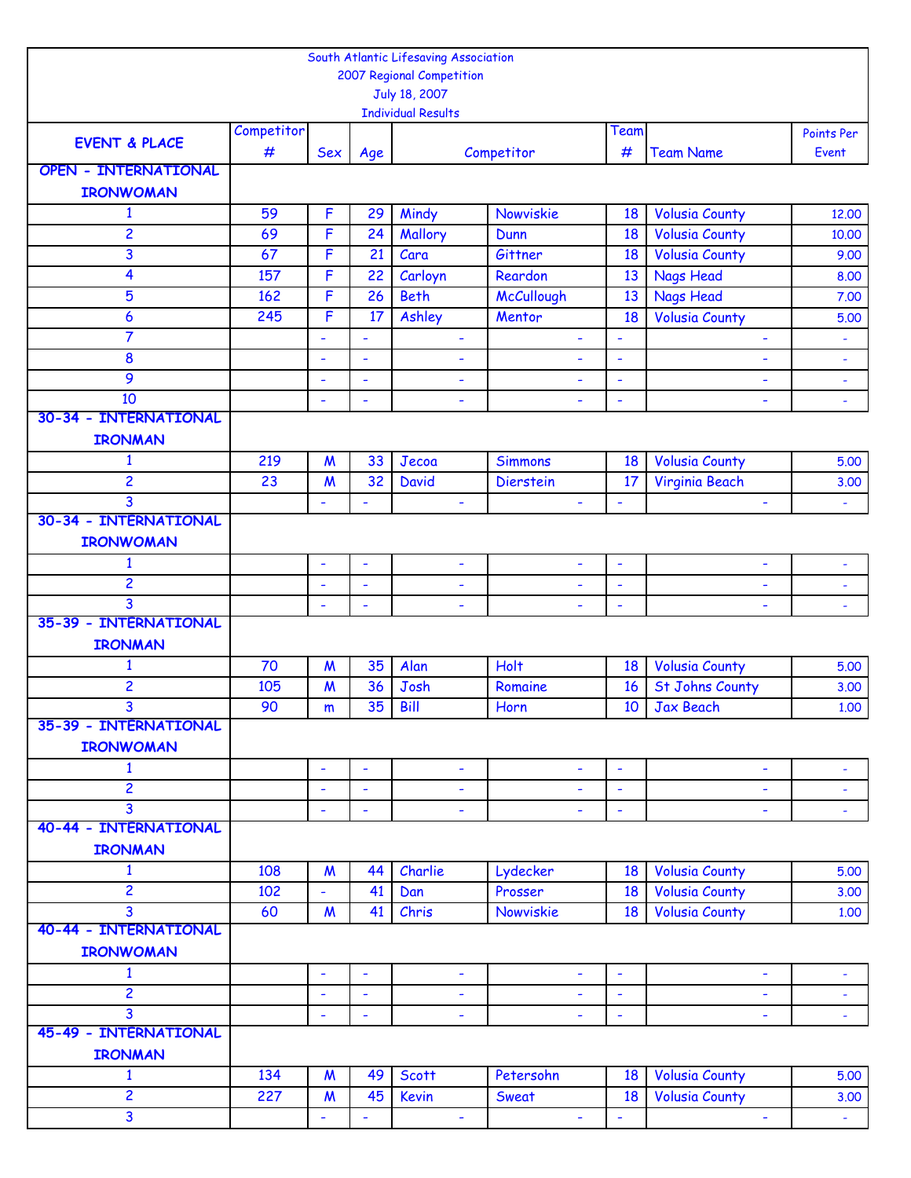South Atlantic Lifesaving Association
2007 Regional Competition
July 18, 2007
Individual Results

| EVENT & PLACE | Competitor # | Sex | Age | Competitor | | Team # | Team Name | Points Per Event |
|---|---|---|---|---|---|---|---|---|
| **OPEN - INTERNATIONAL IRONWOMAN** | | | | | | | | |
| 1 | 59 | F | 29 | Mindy | Nowviskie | 18 | Volusia County | 12.00 |
| 2 | 69 | F | 24 | Mallory | Dunn | 18 | Volusia County | 10.00 |
| 3 | 67 | F | 21 | Cara | Gittner | 18 | Volusia County | 9.00 |
| 4 | 157 | F | 22 | Carloyn | Reardon | 13 | Nags Head | 8.00 |
| 5 | 162 | F | 26 | Beth | McCullough | 13 | Nags Head | 7.00 |
| 6 | 245 | F | 17 | Ashley | Mentor | 18 | Volusia County | 5.00 |
| 7 | | - | - | - | - | - | - | - |
| 8 | | - | - | - | - | - | - | - |
| 9 | | - | - | - | - | - | - | - |
| 10 | | - | - | - | - | - | - | - |
| **30-34 - INTERNATIONAL IRONMAN** | | | | | | | | |
| 1 | 219 | M | 33 | Jecoa | Simmons | 18 | Volusia County | 5.00 |
| 2 | 23 | M | 32 | David | Dierstein | 17 | Virginia Beach | 3.00 |
| 3 | | - | - | - | - | - | - | - |
| **30-34 - INTERNATIONAL IRONWOMAN** | | | | | | | | |
| 1 | | - | - | - | - | - | - | - |
| 2 | | - | - | - | - | - | - | - |
| 3 | | - | - | - | - | - | - | - |
| **35-39 - INTERNATIONAL IRONMAN** | | | | | | | | |
| 1 | 70 | M | 35 | Alan | Holt | 18 | Volusia County | 5.00 |
| 2 | 105 | M | 36 | Josh | Romaine | 16 | St Johns County | 3.00 |
| 3 | 90 | m | 35 | Bill | Horn | 10 | Jax Beach | 1.00 |
| **35-39 - INTERNATIONAL IRONWOMAN** | | | | | | | | |
| 1 | | - | - | - | - | - | - | - |
| 2 | | - | - | - | - | - | - | - |
| 3 | | - | - | - | - | - | - | - |
| **40-44 - INTERNATIONAL IRONMAN** | | | | | | | | |
| 1 | 108 | M | 44 | Charlie | Lydecker | 18 | Volusia County | 5.00 |
| 2 | 102 | - | 41 | Dan | Prosser | 18 | Volusia County | 3.00 |
| 3 | 60 | M | 41 | Chris | Nowviskie | 18 | Volusia County | 1.00 |
| **40-44 - INTERNATIONAL IRONWOMAN** | | | | | | | | |
| 1 | | - | - | - | - | - | - | - |
| 2 | | - | - | - | - | - | - | - |
| 3 | | - | - | - | - | - | - | - |
| **45-49 - INTERNATIONAL IRONMAN** | | | | | | | | |
| 1 | 134 | M | 49 | Scott | Petersohn | 18 | Volusia County | 5.00 |
| 2 | 227 | M | 45 | Kevin | Sweat | 18 | Volusia County | 3.00 |
| 3 | | - | - | - | - | - | - | - |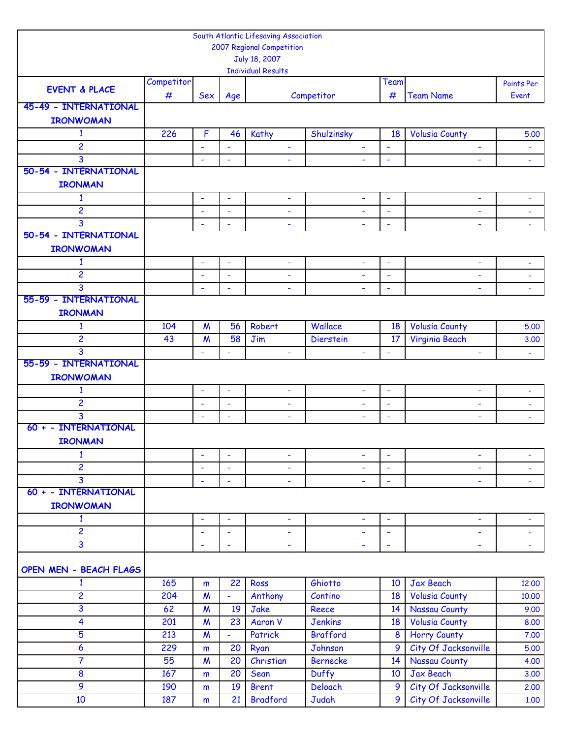South Atlantic Lifesaving Association
2007 Regional Competition
July 18, 2007
Individual Results

| EVENT & PLACE | Competitor # | Sex | Age | Competitor | | Team # | Team Name | Points Per Event |
|---|---|---|---|---|---|---|---|---|
| **45-49 - INTERNATIONAL IRONWOMAN** | | | | | | | | |
| 1 | 226 | F | 46 | Kathy | Shulzinsky | 18 | Volusia County | 5.00 |
| 2 | | - | - | - | - | - | - | - |
| 3 | | - | - | - | - | - | - | - |
| **50-54 - INTERNATIONAL IRONMAN** | | | | | | | | |
| 1 | | - | - | - | - | - | - | - |
| 2 | | - | - | - | - | - | - | - |
| 3 | | - | - | - | - | - | - | - |
| **50-54 - INTERNATIONAL IRONWOMAN** | | | | | | | | |
| 1 | | - | - | - | - | - | - | - |
| 2 | | - | - | - | - | - | - | - |
| 3 | | - | - | - | - | - | - | - |
| **55-59 - INTERNATIONAL IRONMAN** | | | | | | | | |
| 1 | 104 | M | 56 | Robert | Wallace | 18 | Volusia County | 5.00 |
| 2 | 43 | M | 58 | Jim | Dierstein | 17 | Virginia Beach | 3.00 |
| 3 | | - | - | - | - | - | - | - |
| **55-59 - INTERNATIONAL IRONWOMAN** | | | | | | | | |
| 1 | | - | - | - | - | - | - | - |
| 2 | | - | - | - | - | - | - | - |
| 3 | | - | - | - | - | - | - | - |
| **60 + - INTERNATIONAL IRONMAN** | | | | | | | | |
| 1 | | - | - | - | - | - | - | - |
| 2 | | - | - | - | - | - | - | - |
| 3 | | - | - | - | - | - | - | - |
| **60 + - INTERNATIONAL IRONWOMAN** | | | | | | | | |
| 1 | | - | - | - | - | - | - | - |
| 2 | | - | - | - | - | - | - | - |
| 3 | | - | - | - | - | - | - | - |
| **OPEN MEN - BEACH FLAGS** | | | | | | | | |
| 1 | 165 | m | 22 | Ross | Ghiotto | 10 | Jax Beach | 12.00 |
| 2 | 204 | M | - | Anthony | Contino | 18 | Volusia County | 10.00 |
| 3 | 62 | M | 19 | Jake | Reece | 14 | Nassau County | 9.00 |
| 4 | 201 | M | 23 | Aaron V | Jenkins | 18 | Volusia County | 8.00 |
| 5 | 213 | M | - | Patrick | Brafford | 8 | Horry County | 7.00 |
| 6 | 229 | m | 20 | Ryan | Johnson | 9 | City Of Jacksonville | 5.00 |
| 7 | 55 | M | 20 | Christian | Bernecke | 14 | Nassau County | 4.00 |
| 8 | 167 | m | 20 | Sean | Duffy | 10 | Jax Beach | 3.00 |
| 9 | 190 | m | 19 | Brent | Deloach | 9 | City Of Jacksonville | 2.00 |
| 10 | 187 | m | 21 | Bradford | Judah | 9 | City Of Jacksonville | 1.00 |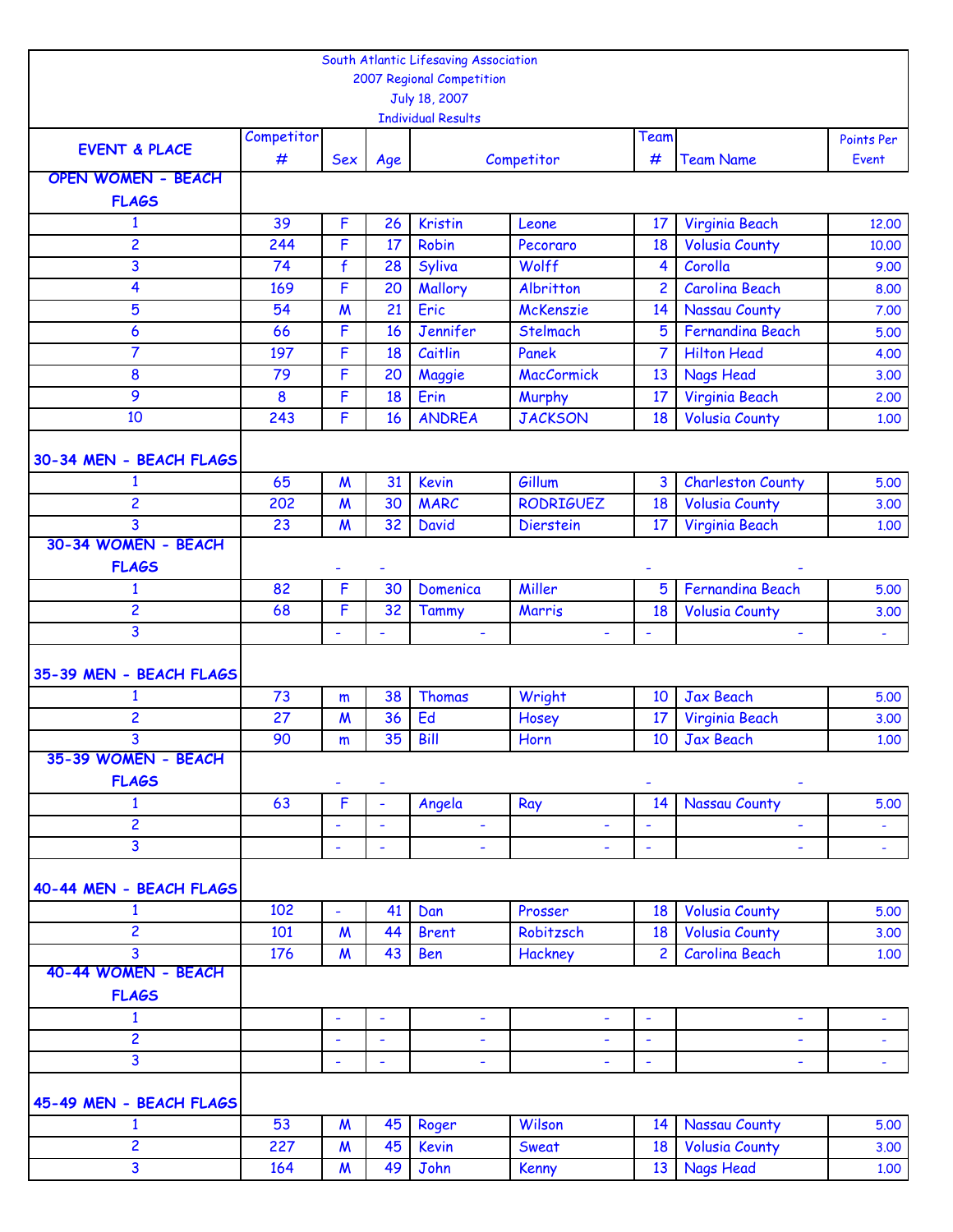South Atlantic Lifesaving Association
2007 Regional Competition
July 18, 2007
Individual Results

| EVENT & PLACE | Competitor # | Sex | Age | Competitor | | Team # | Team Name | Points Per Event |
|---|---|---|---|---|---|---|---|---|
| **OPEN WOMEN - BEACH FLAGS** | | | | | | | | |
| 1 | 39 | F | 26 | Kristin | Leone | 17 | Virginia Beach | 12.00 |
| 2 | 244 | F | 17 | Robin | Pecoraro | 18 | Volusia County | 10.00 |
| 3 | 74 | f | 28 | Syliva | Wolff | 4 | Corolla | 9.00 |
| 4 | 169 | F | 20 | Mallory | Albritton | 2 | Carolina Beach | 8.00 |
| 5 | 54 | M | 21 | Eric | McKenszie | 14 | Nassau County | 7.00 |
| 6 | 66 | F | 16 | Jennifer | Stelmach | 5 | Fernandina Beach | 5.00 |
| 7 | 197 | F | 18 | Caitlin | Panek | 7 | Hilton Head | 4.00 |
| 8 | 79 | F | 20 | Maggie | MacCormick | 13 | Nags Head | 3.00 |
| 9 | 8 | F | 18 | Erin | Murphy | 17 | Virginia Beach | 2.00 |
| 10 | 243 | F | 16 | ANDREA | JACKSON | 18 | Volusia County | 1.00 |
| **30-34 MEN - BEACH FLAGS** | | | | | | | | |
| 1 | 65 | M | 31 | Kevin | Gillum | 3 | Charleston County | 5.00 |
| 2 | 202 | M | 30 | MARC | RODRIGUEZ | 18 | Volusia County | 3.00 |
| 3 | 23 | M | 32 | David | Dierstein | 17 | Virginia Beach | 1.00 |
| **30-34 WOMEN - BEACH FLAGS** | | - | - | | | - | - | |
| 1 | 82 | F | 30 | Domenica | Miller | 5 | Fernandina Beach | 5.00 |
| 2 | 68 | F | 32 | Tammy | Marris | 18 | Volusia County | 3.00 |
| 3 | | - | - | - | - | - | - | - |
| **35-39 MEN - BEACH FLAGS** | | | | | | | | |
| 1 | 73 | m | 38 | Thomas | Wright | 10 | Jax Beach | 5.00 |
| 2 | 27 | M | 36 | Ed | Hosey | 17 | Virginia Beach | 3.00 |
| 3 | 90 | m | 35 | Bill | Horn | 10 | Jax Beach | 1.00 |
| **35-39 WOMEN - BEACH FLAGS** | | - | - | | | - | - | |
| 1 | 63 | F | - | Angela | Ray | 14 | Nassau County | 5.00 |
| 2 | | - | - | - | - | - | - | - |
| 3 | | - | - | - | - | - | - | - |
| **40-44 MEN - BEACH FLAGS** | | | | | | | | |
| 1 | 102 | - | 41 | Dan | Prosser | 18 | Volusia County | 5.00 |
| 2 | 101 | M | 44 | Brent | Robitzsch | 18 | Volusia County | 3.00 |
| 3 | 176 | M | 43 | Ben | Hackney | 2 | Carolina Beach | 1.00 |
| **40-44 WOMEN - BEACH FLAGS** | | | | | | | | |
| 1 | | - | - | - | - | - | - | - |
| 2 | | - | - | - | - | - | - | - |
| 3 | | - | - | - | - | - | - | - |
| **45-49 MEN - BEACH FLAGS** | | | | | | | | |
| 1 | 53 | M | 45 | Roger | Wilson | 14 | Nassau County | 5.00 |
| 2 | 227 | M | 45 | Kevin | Sweat | 18 | Volusia County | 3.00 |
| 3 | 164 | M | 49 | John | Kenny | 13 | Nags Head | 1.00 |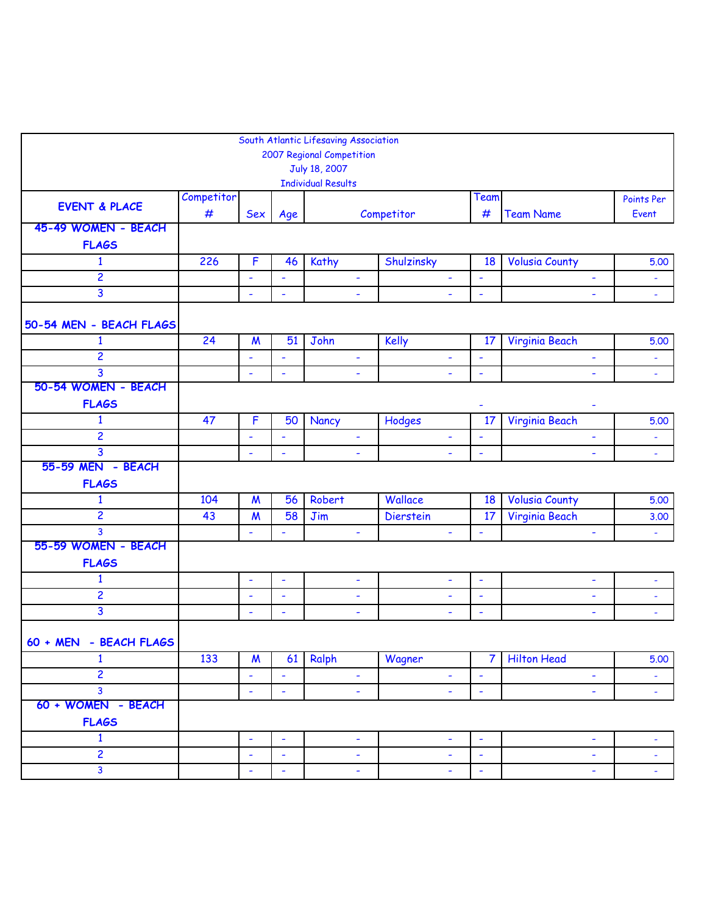South Atlantic Lifesaving Association
2007 Regional Competition
July 18, 2007
Individual Results

| EVENT & PLACE | Competitor # | Sex | Age | Competitor | | Team # | Team Name | Points Per Event |
|---|---|---|---|---|---|---|---|---|
| **45-49 WOMEN - BEACH FLAGS** | | | | | | | | |
| 1 | 226 | F | 46 | Kathy | Shulzinsky | 18 | Volusia County | 5.00 |
| 2 | | - | - | - | - | - | - | - |
| 3 | | - | - | - | - | - | - | - |
| **50-54 MEN - BEACH FLAGS** | | | | | | | | |
| 1 | 24 | M | 51 | John | Kelly | 17 | Virginia Beach | 5.00 |
| 2 | | - | - | - | - | - | - | - |
| 3 | | - | - | - | - | - | - | - |
| **50-54 WOMEN - BEACH FLAGS** | | | | | | - | - | |
| 1 | 47 | F | 50 | Nancy | Hodges | 17 | Virginia Beach | 5.00 |
| 2 | | - | - | - | - | - | - | - |
| 3 | | - | - | - | - | - | - | - |
| **55-59 MEN - BEACH FLAGS** | | | | | | | | |
| 1 | 104 | M | 56 | Robert | Wallace | 18 | Volusia County | 5.00 |
| 2 | 43 | M | 58 | Jim | Dierstein | 17 | Virginia Beach | 3.00 |
| 3 | | - | - | - | - | - | - | - |
| **55-59 WOMEN - BEACH FLAGS** | | | | | | | | |
| 1 | | - | - | - | - | - | - | - |
| 2 | | - | - | - | - | - | - | - |
| 3 | | - | - | - | - | - | - | - |
| **60 + MEN - BEACH FLAGS** | | | | | | | | |
| 1 | 133 | M | 61 | Ralph | Wagner | 7 | Hilton Head | 5.00 |
| 2 | | - | - | - | - | - | - | - |
| 3 | | - | - | - | - | - | - | - |
| **60 + WOMEN - BEACH FLAGS** | | | | | | | | |
| 1 | | - | - | - | - | - | - | - |
| 2 | | - | - | - | - | - | - | - |
| 3 | | - | - | - | - | - | - | - |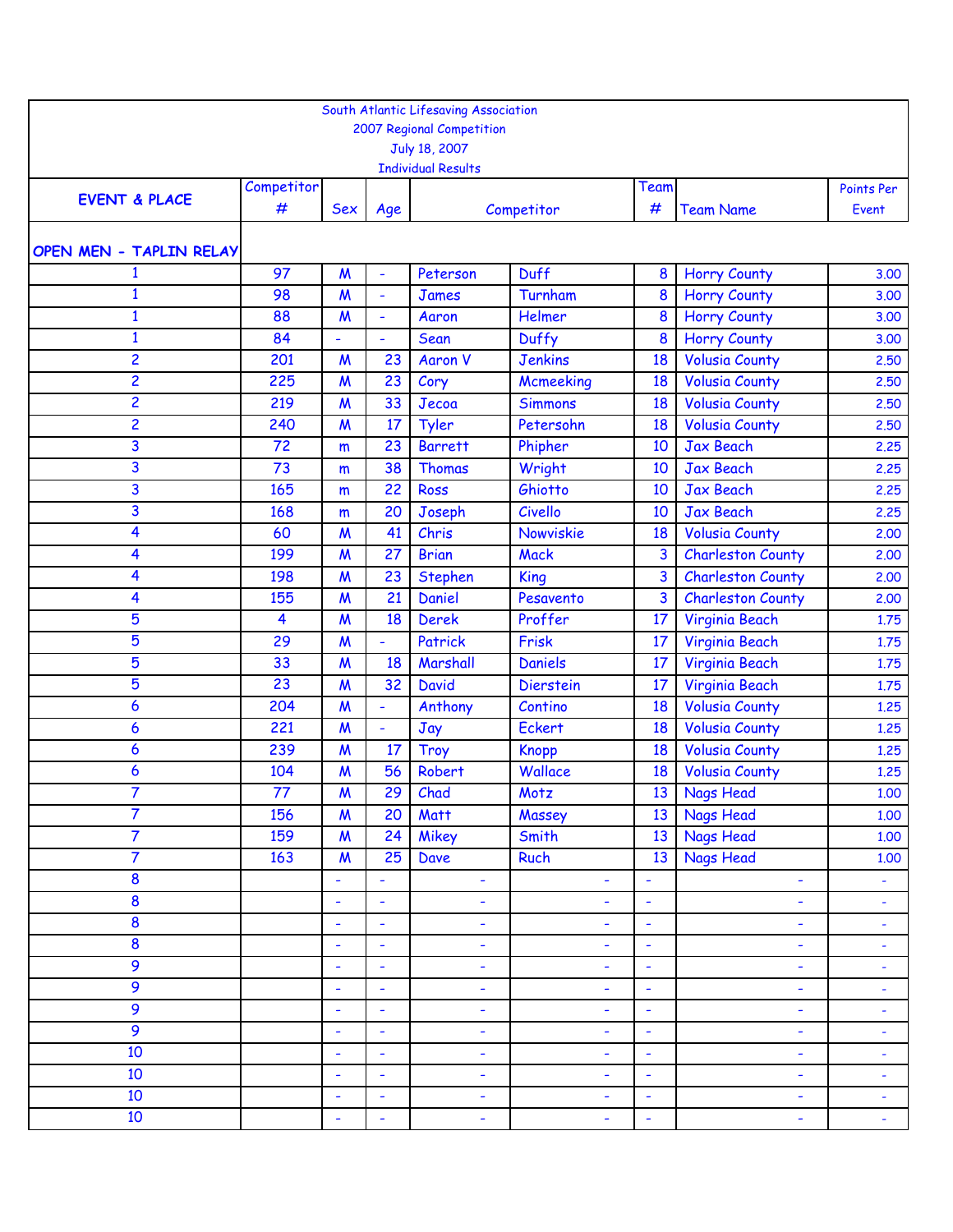South Atlantic Lifesaving Association
2007 Regional Competition
July 18, 2007
Individual Results

| EVENT & PLACE | Competitor # | Sex | Age | Competitor | | Team # | Team Name | Points Per Event |
|---|---|---|---|---|---|---|---|---|
| **OPEN MEN - TAPLIN RELAY** | | | | | | | | |
| 1 | 97 | M | - | Peterson | Duff | 8 | Horry County | 3.00 |
| 1 | 98 | M | - | James | Turnham | 8 | Horry County | 3.00 |
| 1 | 88 | M | - | Aaron | Helmer | 8 | Horry County | 3.00 |
| 1 | 84 | - | - | Sean | Duffy | 8 | Horry County | 3.00 |
| 2 | 201 | M | 23 | Aaron V | Jenkins | 18 | Volusia County | 2.50 |
| 2 | 225 | M | 23 | Cory | Mcmeeking | 18 | Volusia County | 2.50 |
| 2 | 219 | M | 33 | Jecoa | Simmons | 18 | Volusia County | 2.50 |
| 2 | 240 | M | 17 | Tyler | Petersohn | 18 | Volusia County | 2.50 |
| 3 | 72 | m | 23 | Barrett | Phipher | 10 | Jax Beach | 2.25 |
| 3 | 73 | m | 38 | Thomas | Wright | 10 | Jax Beach | 2.25 |
| 3 | 165 | m | 22 | Ross | Ghiotto | 10 | Jax Beach | 2.25 |
| 3 | 168 | m | 20 | Joseph | Civello | 10 | Jax Beach | 2.25 |
| 4 | 60 | M | 41 | Chris | Nowviskie | 18 | Volusia County | 2.00 |
| 4 | 199 | M | 27 | Brian | Mack | 3 | Charleston County | 2.00 |
| 4 | 198 | M | 23 | Stephen | King | 3 | Charleston County | 2.00 |
| 4 | 155 | M | 21 | Daniel | Pesavento | 3 | Charleston County | 2.00 |
| 5 | 4 | M | 18 | Derek | Proffer | 17 | Virginia Beach | 1.75 |
| 5 | 29 | M | - | Patrick | Frisk | 17 | Virginia Beach | 1.75 |
| 5 | 33 | M | 18 | Marshall | Daniels | 17 | Virginia Beach | 1.75 |
| 5 | 23 | M | 32 | David | Dierstein | 17 | Virginia Beach | 1.75 |
| 6 | 204 | M | - | Anthony | Contino | 18 | Volusia County | 1.25 |
| 6 | 221 | M | - | Jay | Eckert | 18 | Volusia County | 1.25 |
| 6 | 239 | M | 17 | Troy | Knopp | 18 | Volusia County | 1.25 |
| 6 | 104 | M | 56 | Robert | Wallace | 18 | Volusia County | 1.25 |
| 7 | 77 | M | 29 | Chad | Motz | 13 | Nags Head | 1.00 |
| 7 | 156 | M | 20 | Matt | Massey | 13 | Nags Head | 1.00 |
| 7 | 159 | M | 24 | Mikey | Smith | 13 | Nags Head | 1.00 |
| 7 | 163 | M | 25 | Dave | Ruch | 13 | Nags Head | 1.00 |
| 8 | | - | - | - | - | - | - | - |
| 8 | | - | - | - | - | - | - | - |
| 8 | | - | - | - | - | - | - | - |
| 8 | | - | - | - | - | - | - | - |
| 9 | | - | - | - | - | - | - | - |
| 9 | | - | - | - | - | - | - | - |
| 9 | | - | - | - | - | - | - | - |
| 9 | | - | - | - | - | - | - | - |
| 10 | | - | - | - | - | - | - | - |
| 10 | | - | - | - | - | - | - | - |
| 10 | | - | - | - | - | - | - | - |
| 10 | | - | - | - | - | - | - | - |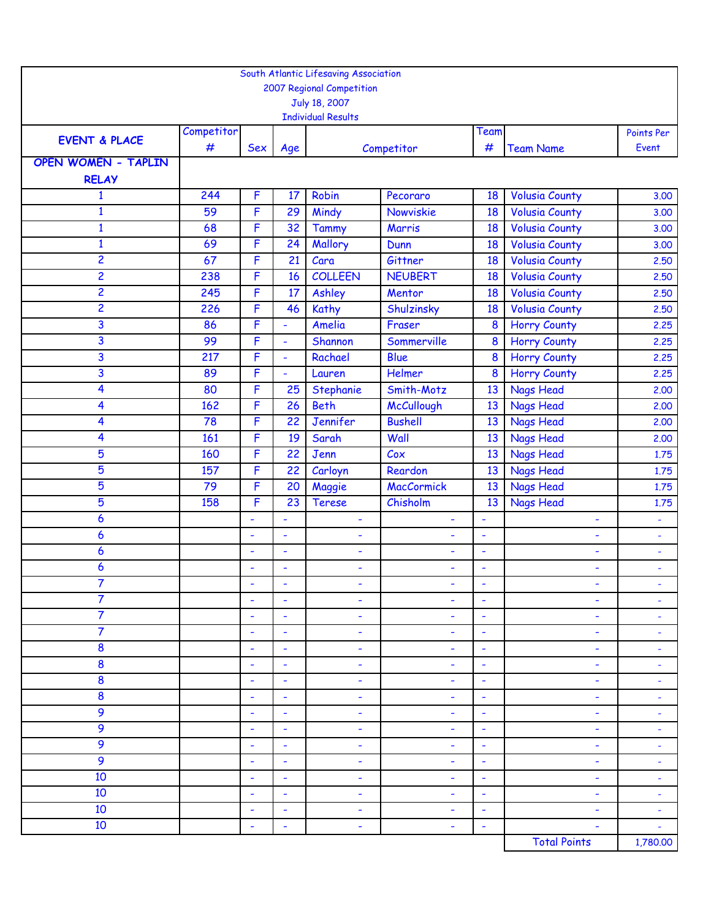South Atlantic Lifesaving Association
2007 Regional Competition
July 18, 2007
Individual Results

| EVENT & PLACE | Competitor # | Sex | Age | Competitor | | Team # | Team Name | Points Per Event |
|---|---|---|---|---|---|---|---|---|
| **OPEN WOMEN - TAPLIN RELAY** | | | | | | | | |
| 1 | 244 | F | 17 | Robin | Pecoraro | 18 | Volusia County | 3.00 |
| 1 | 59 | F | 29 | Mindy | Nowviskie | 18 | Volusia County | 3.00 |
| 1 | 68 | F | 32 | Tammy | Marris | 18 | Volusia County | 3.00 |
| 1 | 69 | F | 24 | Mallory | Dunn | 18 | Volusia County | 3.00 |
| 2 | 67 | F | 21 | Cara | Gittner | 18 | Volusia County | 2.50 |
| 2 | 238 | F | 16 | COLLEEN | NEUBERT | 18 | Volusia County | 2.50 |
| 2 | 245 | F | 17 | Ashley | Mentor | 18 | Volusia County | 2.50 |
| 2 | 226 | F | 46 | Kathy | Shulzinsky | 18 | Volusia County | 2.50 |
| 3 | 86 | F | - | Amelia | Fraser | 8 | Horry County | 2.25 |
| 3 | 99 | F | - | Shannon | Sommerville | 8 | Horry County | 2.25 |
| 3 | 217 | F | - | Rachael | Blue | 8 | Horry County | 2.25 |
| 3 | 89 | F | - | Lauren | Helmer | 8 | Horry County | 2.25 |
| 4 | 80 | F | 25 | Stephanie | Smith-Motz | 13 | Nags Head | 2.00 |
| 4 | 162 | F | 26 | Beth | McCullough | 13 | Nags Head | 2.00 |
| 4 | 78 | F | 22 | Jennifer | Bushell | 13 | Nags Head | 2.00 |
| 4 | 161 | F | 19 | Sarah | Wall | 13 | Nags Head | 2.00 |
| 5 | 160 | F | 22 | Jenn | Cox | 13 | Nags Head | 1.75 |
| 5 | 157 | F | 22 | Carloyn | Reardon | 13 | Nags Head | 1.75 |
| 5 | 79 | F | 20 | Maggie | MacCormick | 13 | Nags Head | 1.75 |
| 5 | 158 | F | 23 | Terese | Chisholm | 13 | Nags Head | 1.75 |
| 6 | | - | - | - | - | - | - | - |
| 6 | | - | - | - | - | - | - | - |
| 6 | | - | - | - | - | - | - | - |
| 6 | | - | - | - | - | - | - | - |
| 7 | | - | - | - | - | - | - | - |
| 7 | | - | - | - | - | - | - | - |
| 7 | | - | - | - | - | - | - | - |
| 7 | | - | - | - | - | - | - | - |
| 8 | | - | - | - | - | - | - | - |
| 8 | | - | - | - | - | - | - | - |
| 8 | | - | - | - | - | - | - | - |
| 8 | | - | - | - | - | - | - | - |
| 9 | | - | - | - | - | - | - | - |
| 9 | | - | - | - | - | - | - | - |
| 9 | | - | - | - | - | - | - | - |
| 9 | | - | - | - | - | - | - | - |
| 10 | | - | - | - | - | - | - | - |
| 10 | | - | - | - | - | - | - | - |
| 10 | | - | - | - | - | - | - | - |
| 10 | | - | - | - | - | - | - | - |
| | | | | | | | Total Points | 1,780.00 |